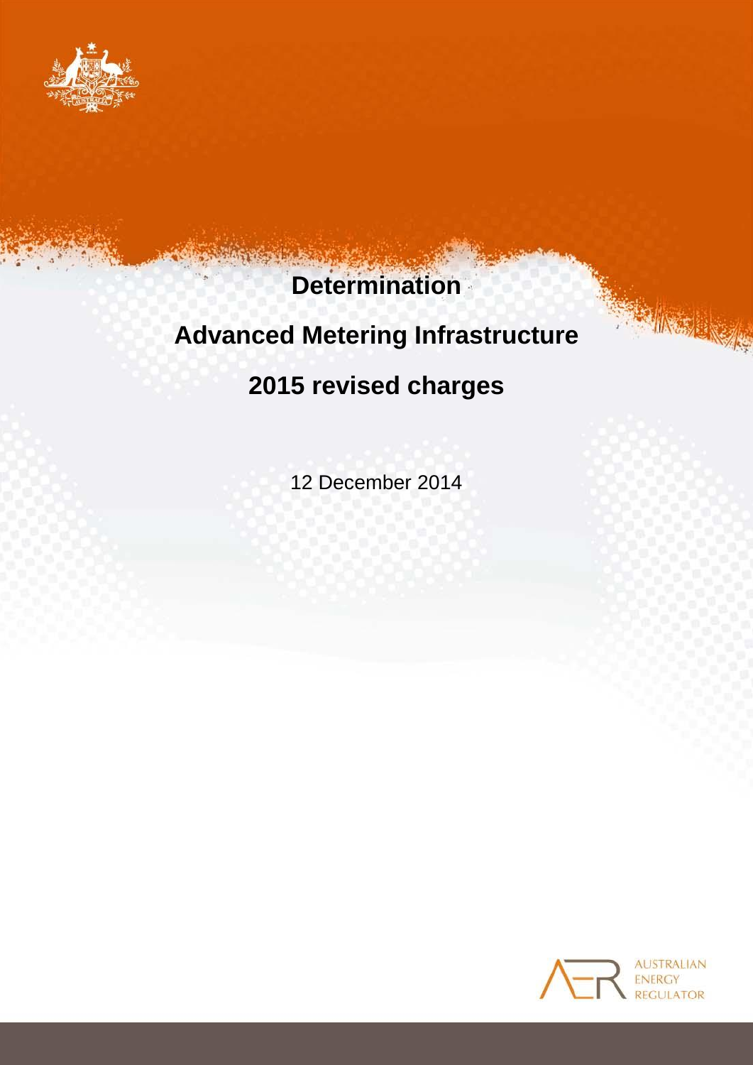# Determination

# Advanced Metering Infrastructure

# 2015 revised charges

12 December 2014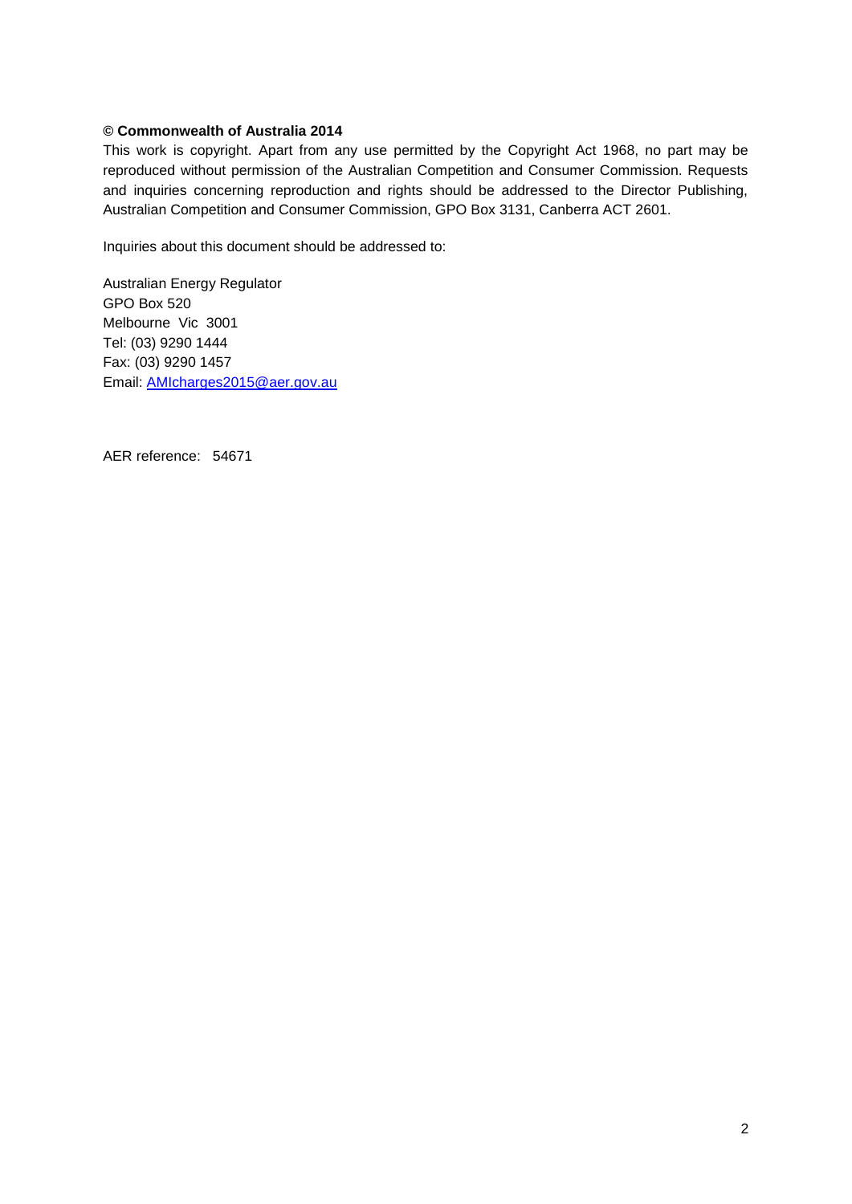**© Commonwealth of Australia 2014**

This work is copyright. Apart from any use permitted by the Copyright Act 1968, no part may be reproduced without permission of the Australian Competition and Consumer Commission. Requests and inquiries concerning reproduction and rights should be addressed to the Director Publishing, Australian Competition and Consumer Commission, GPO Box 3131, Canberra ACT 2601.

Inquiries about this document should be addressed to:

Australian Energy Regulator
GPO Box 520
Melbourne Vic 3001
Tel: (03) 9290 1444
Fax: (03) 9290 1457
Email: AMIcharges2015@aer.gov.au

AER reference: 54671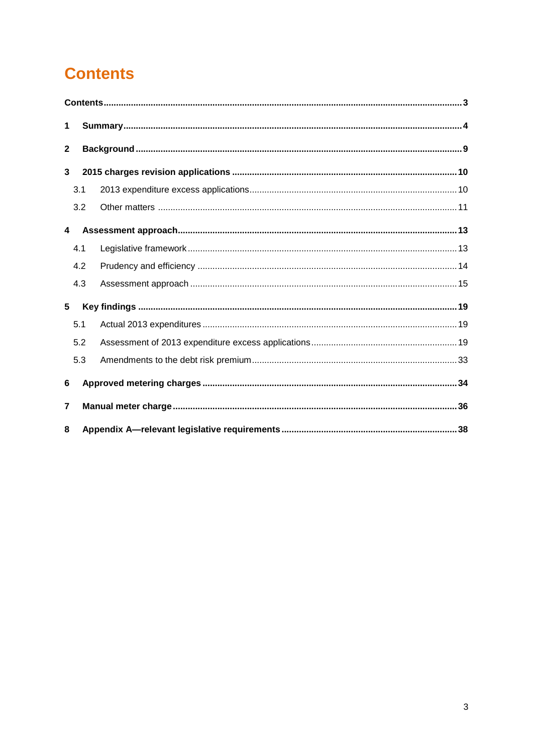# Contents

**Contents** ..... **3**

**1 Summary** ..... **4**

**2 Background** ..... **9**

**3 2015 charges revision applications** ..... **10**

3.1 2013 expenditure excess applications ..... 10

3.2 Other matters ..... 11

**4 Assessment approach** ..... **13**

4.1 Legislative framework ..... 13

4.2 Prudency and efficiency ..... 14

4.3 Assessment approach ..... 15

**5 Key findings** ..... **19**

5.1 Actual 2013 expenditures ..... 19

5.2 Assessment of 2013 expenditure excess applications ..... 19

5.3 Amendments to the debt risk premium ..... 33

**6 Approved metering charges** ..... **34**

**7 Manual meter charge** ..... **36**

**8 Appendix A—relevant legislative requirements** ..... **38**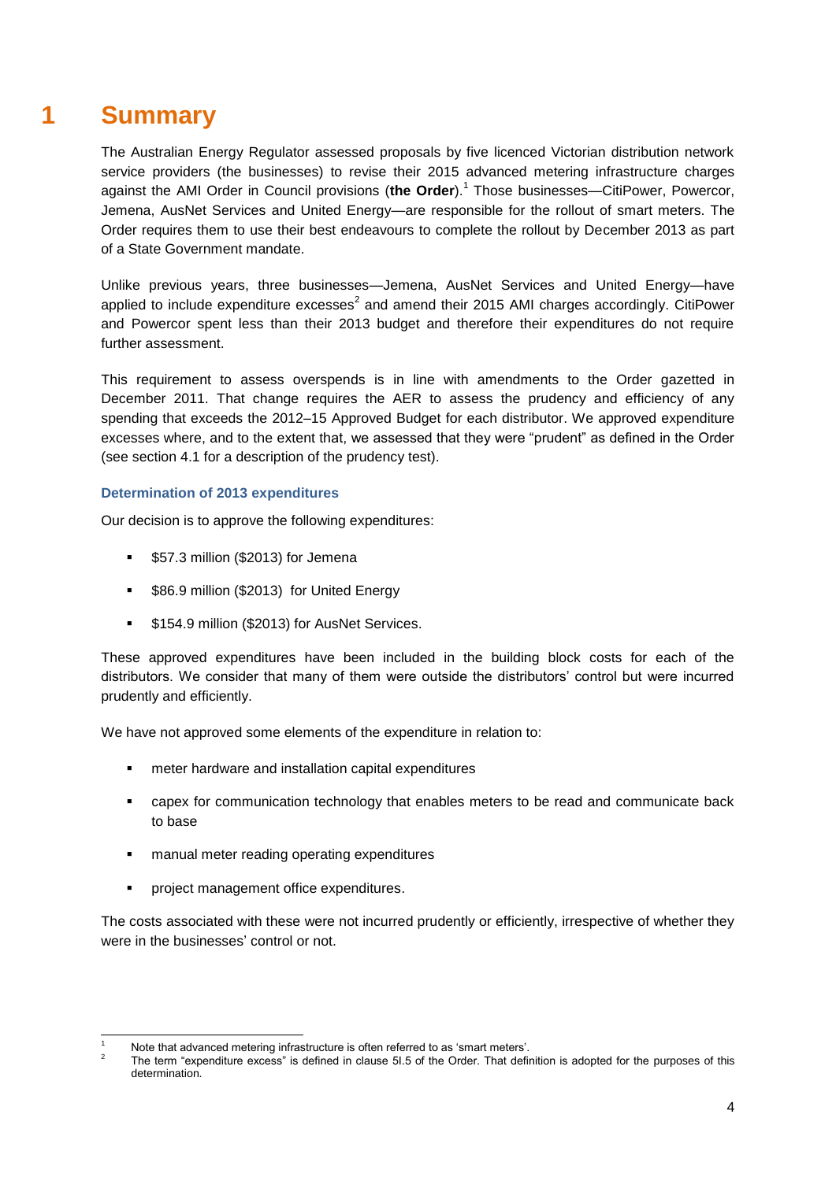# 1 Summary

The Australian Energy Regulator assessed proposals by five licenced Victorian distribution network service providers (the businesses) to revise their 2015 advanced metering infrastructure charges against the AMI Order in Council provisions (**the Order**).[1] Those businesses—CitiPower, Powercor, Jemena, AusNet Services and United Energy—are responsible for the rollout of smart meters. The Order requires them to use their best endeavours to complete the rollout by December 2013 as part of a State Government mandate.

Unlike previous years, three businesses—Jemena, AusNet Services and United Energy—have applied to include expenditure excesses[2] and amend their 2015 AMI charges accordingly. CitiPower and Powercor spent less than their 2013 budget and therefore their expenditures do not require further assessment.

This requirement to assess overspends is in line with amendments to the Order gazetted in December 2011. That change requires the AER to assess the prudency and efficiency of any spending that exceeds the 2012–15 Approved Budget for each distributor. We approved expenditure excesses where, and to the extent that, we assessed that they were "prudent" as defined in the Order (see section 4.1 for a description of the prudency test).

### Determination of 2013 expenditures

Our decision is to approve the following expenditures:

- $57.3 million ($2013) for Jemena
- $86.9 million ($2013) for United Energy
- $154.9 million ($2013) for AusNet Services.

These approved expenditures have been included in the building block costs for each of the distributors. We consider that many of them were outside the distributors' control but were incurred prudently and efficiently.

We have not approved some elements of the expenditure in relation to:

- meter hardware and installation capital expenditures
- capex for communication technology that enables meters to be read and communicate back to base
- manual meter reading operating expenditures
- project management office expenditures.

The costs associated with these were not incurred prudently or efficiently, irrespective of whether they were in the businesses' control or not.

---

[1] Note that advanced metering infrastructure is often referred to as 'smart meters'.

[2] The term "expenditure excess" is defined in clause 5I.5 of the Order. That definition is adopted for the purposes of this determination.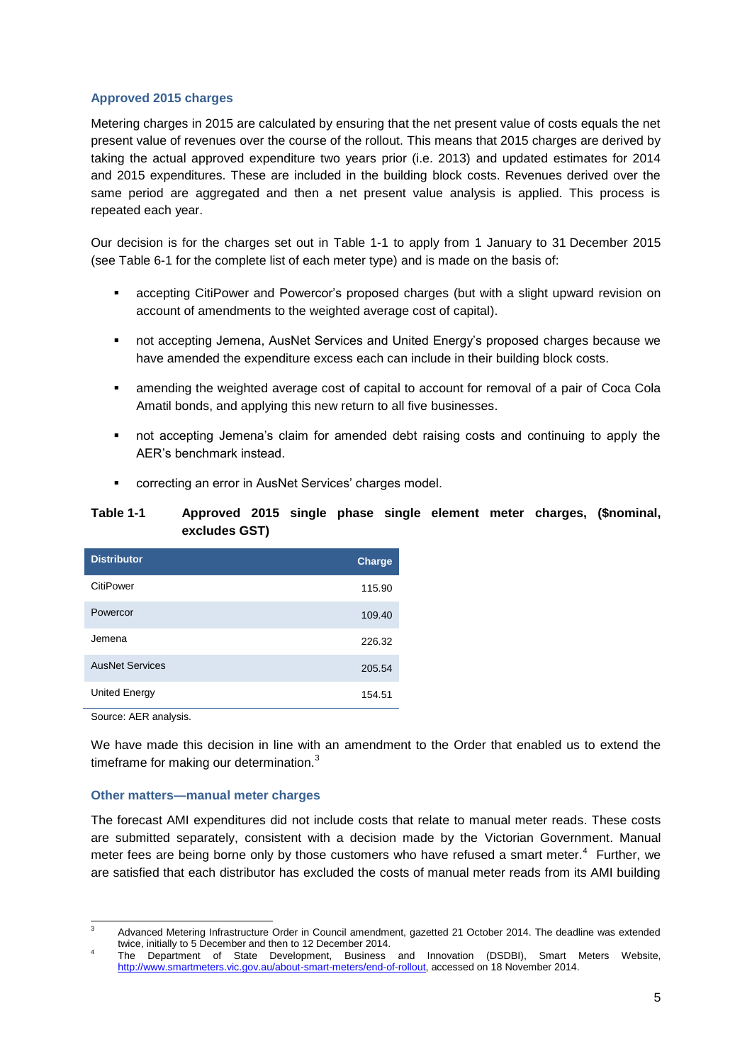### Approved 2015 charges

Metering charges in 2015 are calculated by ensuring that the net present value of costs equals the net present value of revenues over the course of the rollout. This means that 2015 charges are derived by taking the actual approved expenditure two years prior (i.e. 2013) and updated estimates for 2014 and 2015 expenditures. These are included in the building block costs. Revenues derived over the same period are aggregated and then a net present value analysis is applied. This process is repeated each year.

Our decision is for the charges set out in Table 1-1 to apply from 1 January to 31 December 2015 (see Table 6-1 for the complete list of each meter type) and is made on the basis of:

- accepting CitiPower and Powercor's proposed charges (but with a slight upward revision on account of amendments to the weighted average cost of capital).
- not accepting Jemena, AusNet Services and United Energy's proposed charges because we have amended the expenditure excess each can include in their building block costs.
- amending the weighted average cost of capital to account for removal of a pair of Coca Cola Amatil bonds, and applying this new return to all five businesses.
- not accepting Jemena's claim for amended debt raising costs and continuing to apply the AER's benchmark instead.
- correcting an error in AusNet Services' charges model.

**Table 1-1 Approved 2015 single phase single element meter charges, ($nominal, excludes GST)**

| Distributor | Charge |
|---|---|
| CitiPower | 115.90 |
| Powercor | 109.40 |
| Jemena | 226.32 |
| AusNet Services | 205.54 |
| United Energy | 154.51 |

Source: AER analysis.

We have made this decision in line with an amendment to the Order that enabled us to extend the timeframe for making our determination.[3]

### Other matters—manual meter charges

The forecast AMI expenditures did not include costs that relate to manual meter reads. These costs are submitted separately, consistent with a decision made by the Victorian Government. Manual meter fees are being borne only by those customers who have refused a smart meter.[4] Further, we are satisfied that each distributor has excluded the costs of manual meter reads from its AMI building

---

[3] Advanced Metering Infrastructure Order in Council amendment, gazetted 21 October 2014. The deadline was extended twice, initially to 5 December and then to 12 December 2014.

[4] The Department of State Development, Business and Innovation (DSDBI), Smart Meters Website, http://www.smartmeters.vic.gov.au/about-smart-meters/end-of-rollout, accessed on 18 November 2014.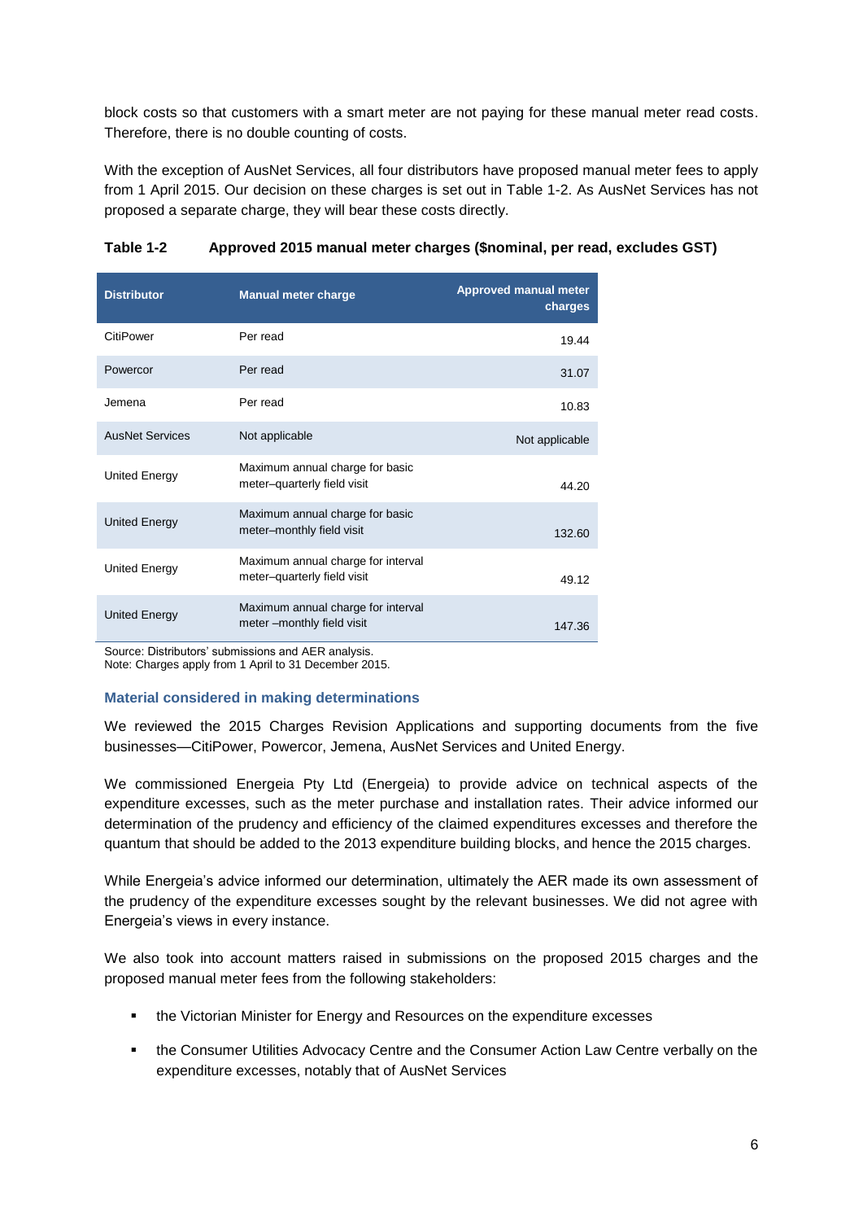block costs so that customers with a smart meter are not paying for these manual meter read costs. Therefore, there is no double counting of costs.

With the exception of AusNet Services, all four distributors have proposed manual meter fees to apply from 1 April 2015. Our decision on these charges is set out in Table 1-2. As AusNet Services has not proposed a separate charge, they will bear these costs directly.

**Table 1-2 Approved 2015 manual meter charges ($nominal, per read, excludes GST)**

| Distributor | Manual meter charge | Approved manual meter charges |
|---|---|---|
| CitiPower | Per read | 19.44 |
| Powercor | Per read | 31.07 |
| Jemena | Per read | 10.83 |
| AusNet Services | Not applicable | Not applicable |
| United Energy | Maximum annual charge for basic meter–quarterly field visit | 44.20 |
| United Energy | Maximum annual charge for basic meter–monthly field visit | 132.60 |
| United Energy | Maximum annual charge for interval meter–quarterly field visit | 49.12 |
| United Energy | Maximum annual charge for interval meter –monthly field visit | 147.36 |

Source: Distributors' submissions and AER analysis.
Note: Charges apply from 1 April to 31 December 2015.

### Material considered in making determinations

We reviewed the 2015 Charges Revision Applications and supporting documents from the five businesses—CitiPower, Powercor, Jemena, AusNet Services and United Energy.

We commissioned Energeia Pty Ltd (Energeia) to provide advice on technical aspects of the expenditure excesses, such as the meter purchase and installation rates. Their advice informed our determination of the prudency and efficiency of the claimed expenditures excesses and therefore the quantum that should be added to the 2013 expenditure building blocks, and hence the 2015 charges.

While Energeia's advice informed our determination, ultimately the AER made its own assessment of the prudency of the expenditure excesses sought by the relevant businesses. We did not agree with Energeia's views in every instance.

We also took into account matters raised in submissions on the proposed 2015 charges and the proposed manual meter fees from the following stakeholders:

- the Victorian Minister for Energy and Resources on the expenditure excesses
- the Consumer Utilities Advocacy Centre and the Consumer Action Law Centre verbally on the expenditure excesses, notably that of AusNet Services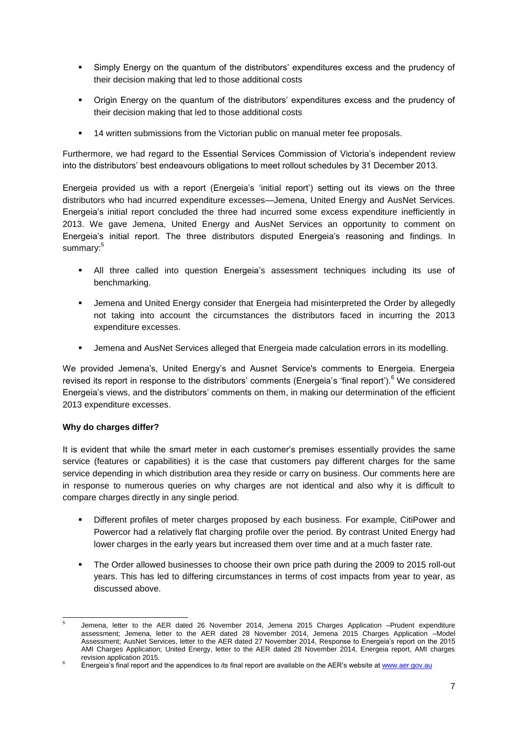- Simply Energy on the quantum of the distributors' expenditures excess and the prudency of their decision making that led to those additional costs
- Origin Energy on the quantum of the distributors' expenditures excess and the prudency of their decision making that led to those additional costs
- 14 written submissions from the Victorian public on manual meter fee proposals.

Furthermore, we had regard to the Essential Services Commission of Victoria's independent review into the distributors' best endeavours obligations to meet rollout schedules by 31 December 2013.

Energeia provided us with a report (Energeia's 'initial report') setting out its views on the three distributors who had incurred expenditure excesses—Jemena, United Energy and AusNet Services. Energeia's initial report concluded the three had incurred some excess expenditure inefficiently in 2013. We gave Jemena, United Energy and AusNet Services an opportunity to comment on Energeia's initial report. The three distributors disputed Energeia's reasoning and findings. In summary:[5]

- All three called into question Energeia's assessment techniques including its use of benchmarking.
- Jemena and United Energy consider that Energeia had misinterpreted the Order by allegedly not taking into account the circumstances the distributors faced in incurring the 2013 expenditure excesses.
- Jemena and AusNet Services alleged that Energeia made calculation errors in its modelling.

We provided Jemena's, United Energy's and Ausnet Service's comments to Energeia. Energeia revised its report in response to the distributors' comments (Energeia's 'final report').[6] We considered Energeia's views, and the distributors' comments on them, in making our determination of the efficient 2013 expenditure excesses.

**Why do charges differ?**

It is evident that while the smart meter in each customer's premises essentially provides the same service (features or capabilities) it is the case that customers pay different charges for the same service depending in which distribution area they reside or carry on business. Our comments here are in response to numerous queries on why charges are not identical and also why it is difficult to compare charges directly in any single period.

- Different profiles of meter charges proposed by each business. For example, CitiPower and Powercor had a relatively flat charging profile over the period. By contrast United Energy had lower charges in the early years but increased them over time and at a much faster rate.
- The Order allowed businesses to choose their own price path during the 2009 to 2015 roll-out years. This has led to differing circumstances in terms of cost impacts from year to year, as discussed above.

---

[5] Jemena, letter to the AER dated 26 November 2014, Jemena 2015 Charges Application –Prudent expenditure assessment; Jemena, letter to the AER dated 28 November 2014, Jemena 2015 Charges Application –Model Assessment; AusNet Services, letter to the AER dated 27 November 2014, Response to Energeia's report on the 2015 AMI Charges Application; United Energy, letter to the AER dated 28 November 2014, Energeia report, AMI charges revision application 2015.

[6] Energeia's final report and the appendices to its final report are available on the AER's website at www.aer.gov.au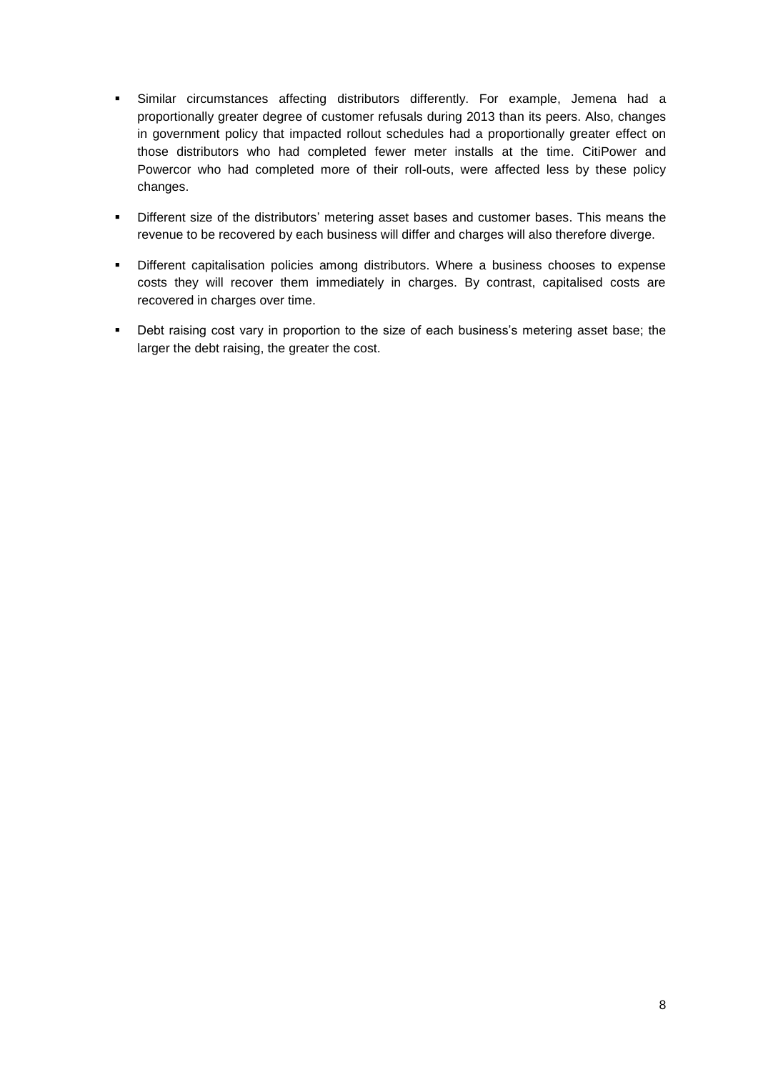- Similar circumstances affecting distributors differently. For example, Jemena had a proportionally greater degree of customer refusals during 2013 than its peers. Also, changes in government policy that impacted rollout schedules had a proportionally greater effect on those distributors who had completed fewer meter installs at the time. CitiPower and Powercor who had completed more of their roll-outs, were affected less by these policy changes.
- Different size of the distributors' metering asset bases and customer bases. This means the revenue to be recovered by each business will differ and charges will also therefore diverge.
- Different capitalisation policies among distributors. Where a business chooses to expense costs they will recover them immediately in charges. By contrast, capitalised costs are recovered in charges over time.
- Debt raising cost vary in proportion to the size of each business's metering asset base; the larger the debt raising, the greater the cost.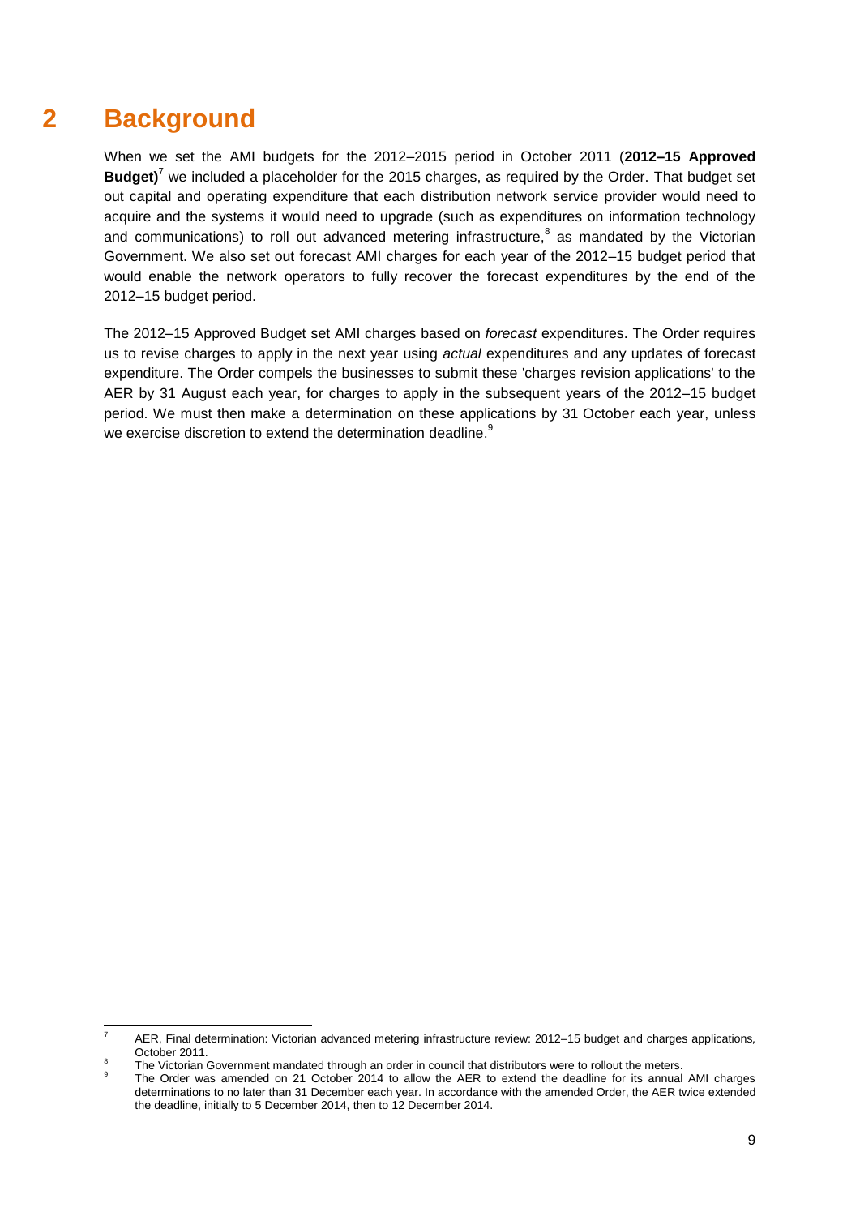# 2 Background

When we set the AMI budgets for the 2012–2015 period in October 2011 (**2012–15 Approved Budget)**[7] we included a placeholder for the 2015 charges, as required by the Order. That budget set out capital and operating expenditure that each distribution network service provider would need to acquire and the systems it would need to upgrade (such as expenditures on information technology and communications) to roll out advanced metering infrastructure,[8] as mandated by the Victorian Government. We also set out forecast AMI charges for each year of the 2012–15 budget period that would enable the network operators to fully recover the forecast expenditures by the end of the 2012–15 budget period.

The 2012–15 Approved Budget set AMI charges based on *forecast* expenditures. The Order requires us to revise charges to apply in the next year using *actual* expenditures and any updates of forecast expenditure. The Order compels the businesses to submit these 'charges revision applications' to the AER by 31 August each year, for charges to apply in the subsequent years of the 2012–15 budget period. We must then make a determination on these applications by 31 October each year, unless we exercise discretion to extend the determination deadline.[9]

---

[7] AER, Final determination: Victorian advanced metering infrastructure review: 2012–15 budget and charges applications*,* October 2011.

[8] The Victorian Government mandated through an order in council that distributors were to rollout the meters.

[9] The Order was amended on 21 October 2014 to allow the AER to extend the deadline for its annual AMI charges determinations to no later than 31 December each year. In accordance with the amended Order, the AER twice extended the deadline, initially to 5 December 2014, then to 12 December 2014.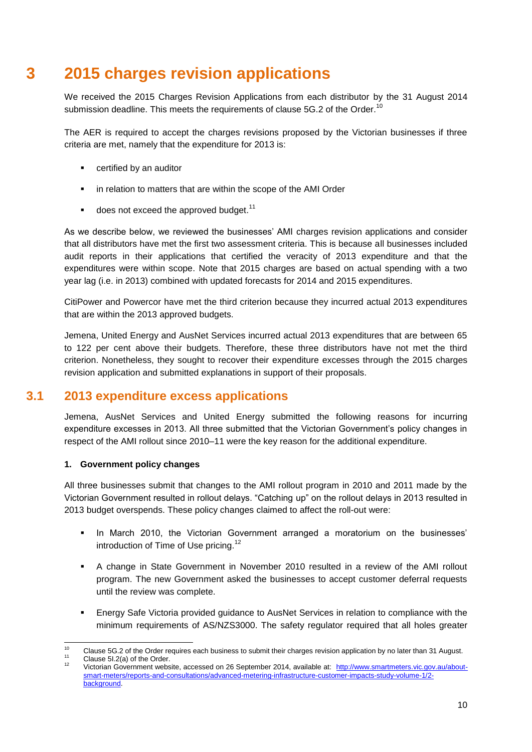# 3 2015 charges revision applications

We received the 2015 Charges Revision Applications from each distributor by the 31 August 2014 submission deadline. This meets the requirements of clause 5G.2 of the Order.[10]

The AER is required to accept the charges revisions proposed by the Victorian businesses if three criteria are met, namely that the expenditure for 2013 is:

- certified by an auditor
- in relation to matters that are within the scope of the AMI Order
- does not exceed the approved budget.[11]

As we describe below, we reviewed the businesses' AMI charges revision applications and consider that all distributors have met the first two assessment criteria. This is because all businesses included audit reports in their applications that certified the veracity of 2013 expenditure and that the expenditures were within scope. Note that 2015 charges are based on actual spending with a two year lag (i.e. in 2013) combined with updated forecasts for 2014 and 2015 expenditures.

CitiPower and Powercor have met the third criterion because they incurred actual 2013 expenditures that are within the 2013 approved budgets.

Jemena, United Energy and AusNet Services incurred actual 2013 expenditures that are between 65 to 122 per cent above their budgets. Therefore, these three distributors have not met the third criterion. Nonetheless, they sought to recover their expenditure excesses through the 2015 charges revision application and submitted explanations in support of their proposals.

## 3.1 2013 expenditure excess applications

Jemena, AusNet Services and United Energy submitted the following reasons for incurring expenditure excesses in 2013. All three submitted that the Victorian Government's policy changes in respect of the AMI rollout since 2010–11 were the key reason for the additional expenditure.

**1. Government policy changes**

All three businesses submit that changes to the AMI rollout program in 2010 and 2011 made by the Victorian Government resulted in rollout delays. "Catching up" on the rollout delays in 2013 resulted in 2013 budget overspends. These policy changes claimed to affect the roll-out were:

- In March 2010, the Victorian Government arranged a moratorium on the businesses' introduction of Time of Use pricing.[12]
- A change in State Government in November 2010 resulted in a review of the AMI rollout program. The new Government asked the businesses to accept customer deferral requests until the review was complete.
- Energy Safe Victoria provided guidance to AusNet Services in relation to compliance with the minimum requirements of AS/NZS3000. The safety regulator required that all holes greater

---

[10] Clause 5G.2 of the Order requires each business to submit their charges revision application by no later than 31 August.

[11] Clause 5I.2(a) of the Order.

[12] Victorian Government website, accessed on 26 September 2014, available at: http://www.smartmeters.vic.gov.au/about-smart-meters/reports-and-consultations/advanced-metering-infrastructure-customer-impacts-study-volume-1/2-background.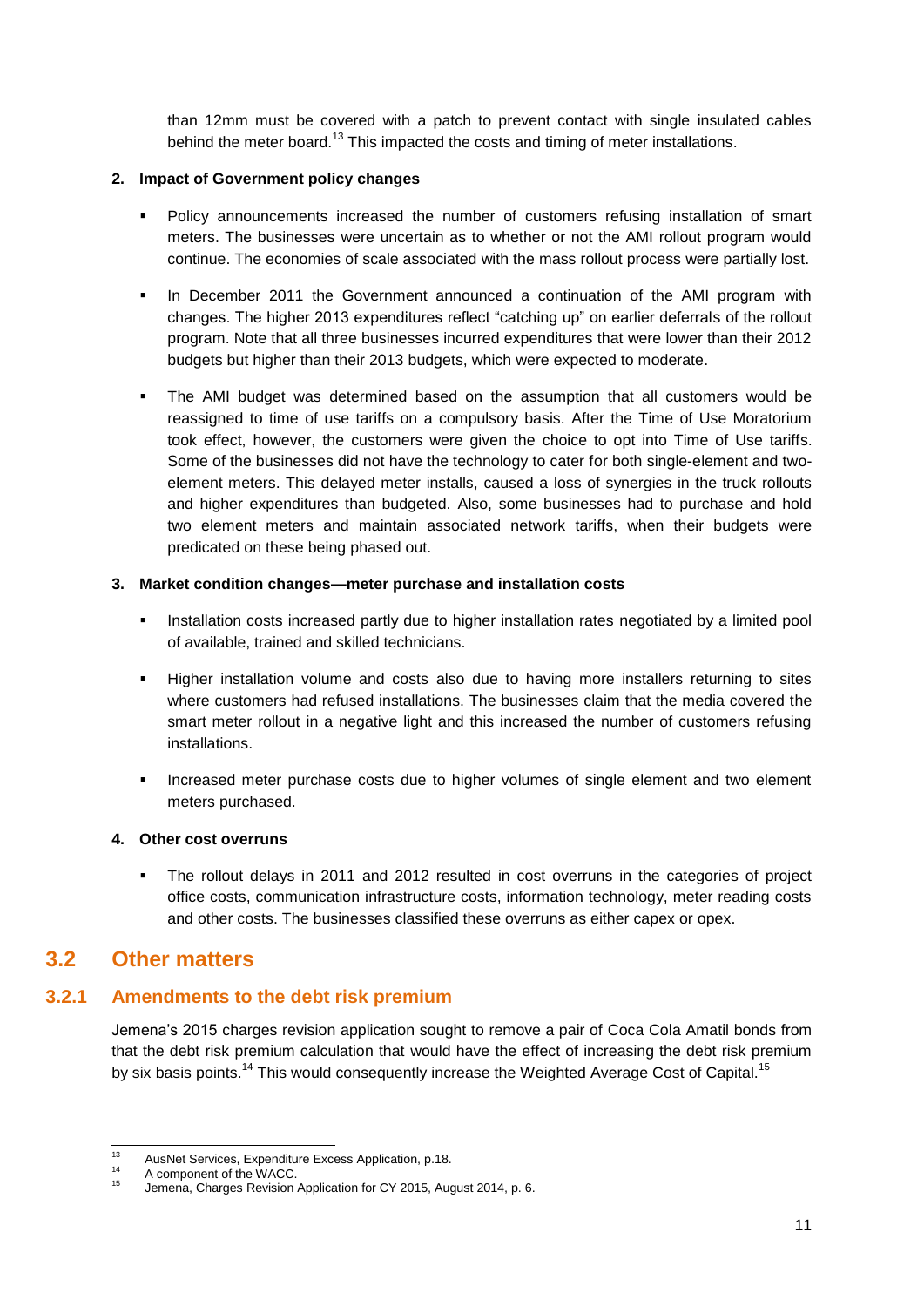than 12mm must be covered with a patch to prevent contact with single insulated cables behind the meter board.[13] This impacted the costs and timing of meter installations.

**2. Impact of Government policy changes**

- Policy announcements increased the number of customers refusing installation of smart meters. The businesses were uncertain as to whether or not the AMI rollout program would continue. The economies of scale associated with the mass rollout process were partially lost.
- In December 2011 the Government announced a continuation of the AMI program with changes. The higher 2013 expenditures reflect "catching up" on earlier deferrals of the rollout program. Note that all three businesses incurred expenditures that were lower than their 2012 budgets but higher than their 2013 budgets, which were expected to moderate.
- The AMI budget was determined based on the assumption that all customers would be reassigned to time of use tariffs on a compulsory basis. After the Time of Use Moratorium took effect, however, the customers were given the choice to opt into Time of Use tariffs. Some of the businesses did not have the technology to cater for both single-element and two-element meters. This delayed meter installs, caused a loss of synergies in the truck rollouts and higher expenditures than budgeted. Also, some businesses had to purchase and hold two element meters and maintain associated network tariffs, when their budgets were predicated on these being phased out.

**3. Market condition changes—meter purchase and installation costs**

- Installation costs increased partly due to higher installation rates negotiated by a limited pool of available, trained and skilled technicians.
- Higher installation volume and costs also due to having more installers returning to sites where customers had refused installations. The businesses claim that the media covered the smart meter rollout in a negative light and this increased the number of customers refusing installations.
- Increased meter purchase costs due to higher volumes of single element and two element meters purchased.

**4. Other cost overruns**

- The rollout delays in 2011 and 2012 resulted in cost overruns in the categories of project office costs, communication infrastructure costs, information technology, meter reading costs and other costs. The businesses classified these overruns as either capex or opex.

## 3.2 Other matters

### 3.2.1 Amendments to the debt risk premium

Jemena's 2015 charges revision application sought to remove a pair of Coca Cola Amatil bonds from that the debt risk premium calculation that would have the effect of increasing the debt risk premium by six basis points.[14] This would consequently increase the Weighted Average Cost of Capital.[15]

---

[13] AusNet Services, Expenditure Excess Application, p.18.

[14] A component of the WACC.

[15] Jemena, Charges Revision Application for CY 2015, August 2014, p. 6.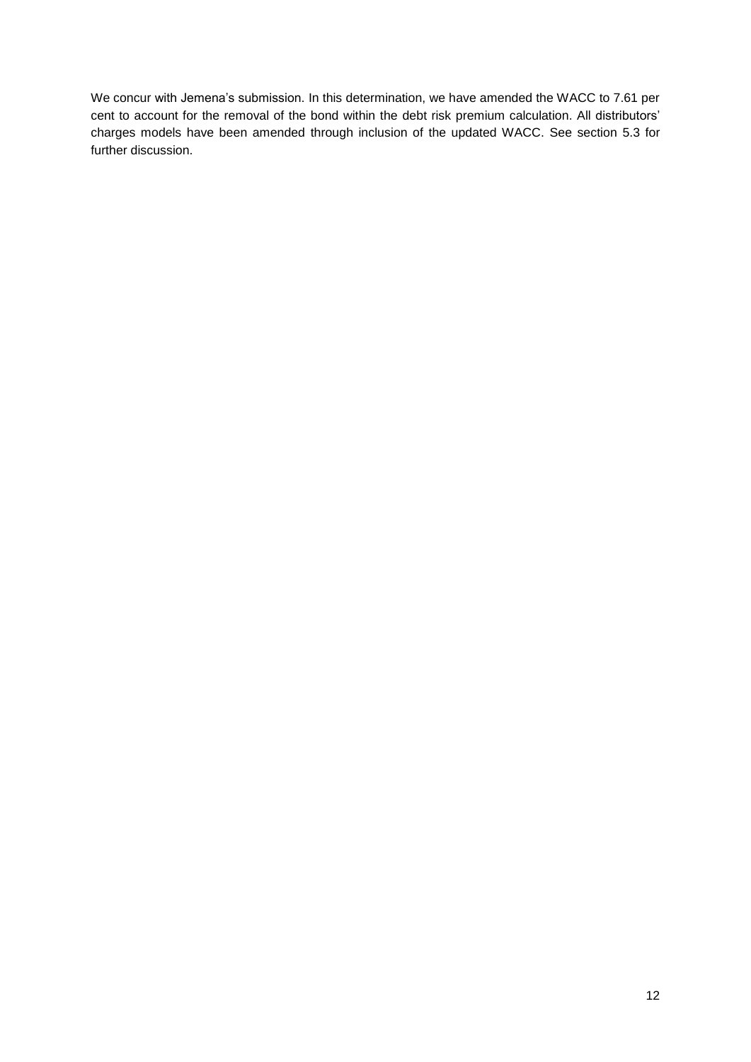We concur with Jemena's submission. In this determination, we have amended the WACC to 7.61 per cent to account for the removal of the bond within the debt risk premium calculation. All distributors' charges models have been amended through inclusion of the updated WACC. See section 5.3 for further discussion.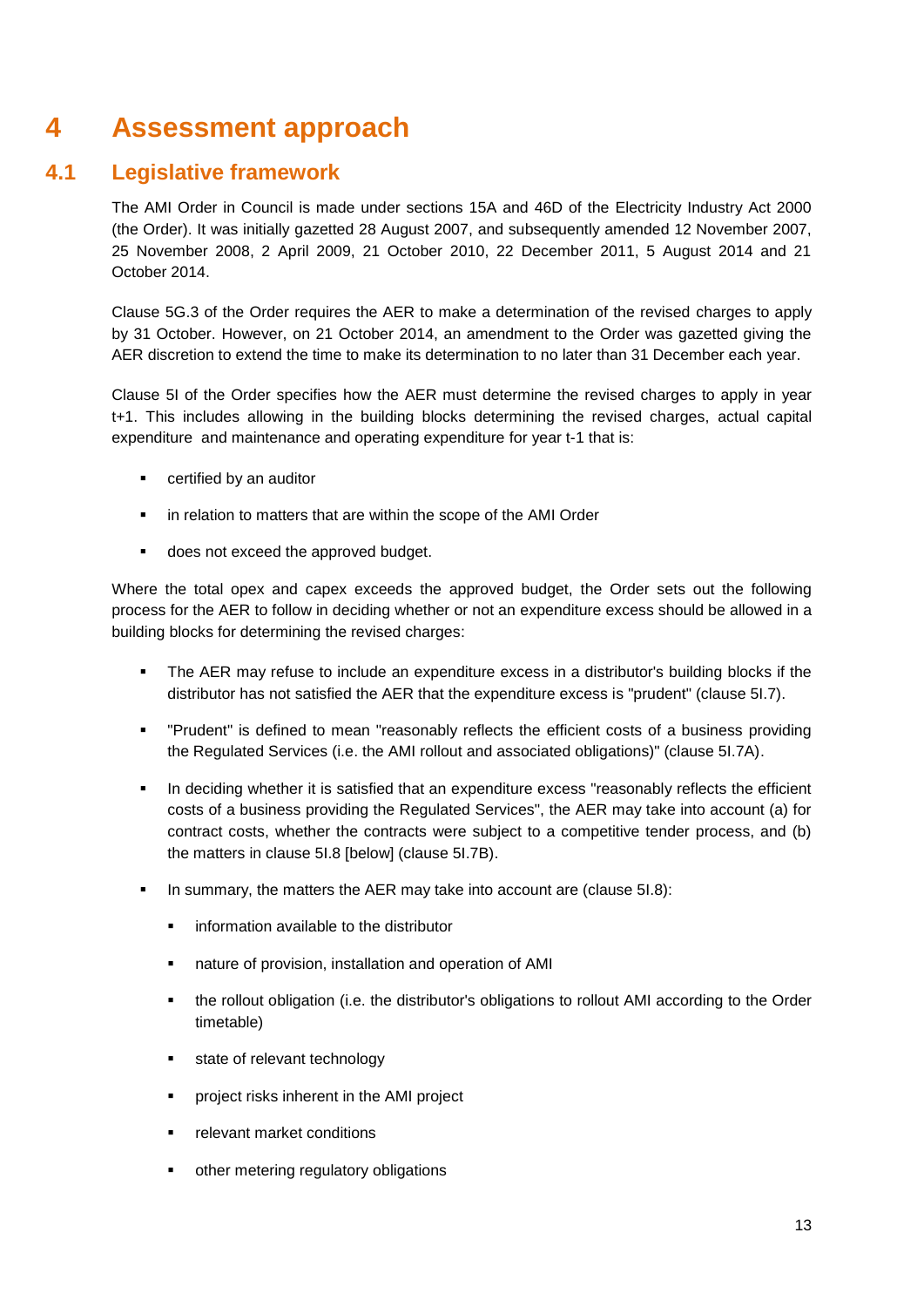# 4 Assessment approach

## 4.1 Legislative framework

The AMI Order in Council is made under sections 15A and 46D of the Electricity Industry Act 2000 (the Order). It was initially gazetted 28 August 2007, and subsequently amended 12 November 2007, 25 November 2008, 2 April 2009, 21 October 2010, 22 December 2011, 5 August 2014 and 21 October 2014.

Clause 5G.3 of the Order requires the AER to make a determination of the revised charges to apply by 31 October. However, on 21 October 2014, an amendment to the Order was gazetted giving the AER discretion to extend the time to make its determination to no later than 31 December each year.

Clause 5I of the Order specifies how the AER must determine the revised charges to apply in year t+1. This includes allowing in the building blocks determining the revised charges, actual capital expenditure and maintenance and operating expenditure for year t-1 that is:

- certified by an auditor
- in relation to matters that are within the scope of the AMI Order
- does not exceed the approved budget.

Where the total opex and capex exceeds the approved budget, the Order sets out the following process for the AER to follow in deciding whether or not an expenditure excess should be allowed in a building blocks for determining the revised charges:

- The AER may refuse to include an expenditure excess in a distributor's building blocks if the distributor has not satisfied the AER that the expenditure excess is "prudent" (clause 5I.7).
- "Prudent" is defined to mean "reasonably reflects the efficient costs of a business providing the Regulated Services (i.e. the AMI rollout and associated obligations)" (clause 5I.7A).
- In deciding whether it is satisfied that an expenditure excess "reasonably reflects the efficient costs of a business providing the Regulated Services", the AER may take into account (a) for contract costs, whether the contracts were subject to a competitive tender process, and (b) the matters in clause 5I.8 [below] (clause 5I.7B).
- In summary, the matters the AER may take into account are (clause 5I.8):
  - information available to the distributor
  - nature of provision, installation and operation of AMI
  - the rollout obligation (i.e. the distributor's obligations to rollout AMI according to the Order timetable)
  - state of relevant technology
  - project risks inherent in the AMI project
  - relevant market conditions
  - other metering regulatory obligations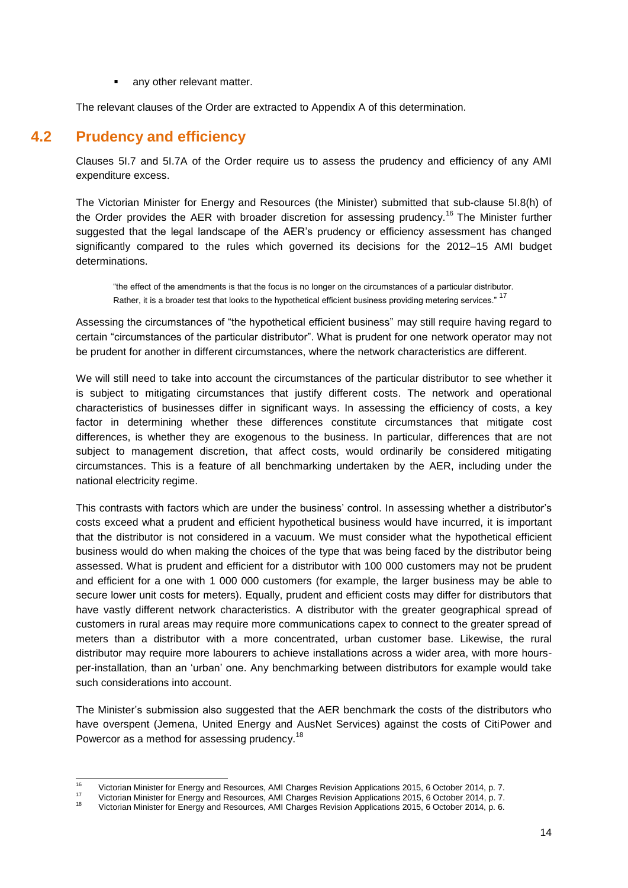- any other relevant matter.

The relevant clauses of the Order are extracted to Appendix A of this determination.

## 4.2 Prudency and efficiency

Clauses 5I.7 and 5I.7A of the Order require us to assess the prudency and efficiency of any AMI expenditure excess.

The Victorian Minister for Energy and Resources (the Minister) submitted that sub-clause 5I.8(h) of the Order provides the AER with broader discretion for assessing prudency.[16] The Minister further suggested that the legal landscape of the AER's prudency or efficiency assessment has changed significantly compared to the rules which governed its decisions for the 2012–15 AMI budget determinations.

> "the effect of the amendments is that the focus is no longer on the circumstances of a particular distributor. Rather, it is a broader test that looks to the hypothetical efficient business providing metering services." [17]

Assessing the circumstances of "the hypothetical efficient business" may still require having regard to certain "circumstances of the particular distributor". What is prudent for one network operator may not be prudent for another in different circumstances, where the network characteristics are different.

We will still need to take into account the circumstances of the particular distributor to see whether it is subject to mitigating circumstances that justify different costs. The network and operational characteristics of businesses differ in significant ways. In assessing the efficiency of costs, a key factor in determining whether these differences constitute circumstances that mitigate cost differences, is whether they are exogenous to the business. In particular, differences that are not subject to management discretion, that affect costs, would ordinarily be considered mitigating circumstances. This is a feature of all benchmarking undertaken by the AER, including under the national electricity regime.

This contrasts with factors which are under the business' control. In assessing whether a distributor's costs exceed what a prudent and efficient hypothetical business would have incurred, it is important that the distributor is not considered in a vacuum. We must consider what the hypothetical efficient business would do when making the choices of the type that was being faced by the distributor being assessed. What is prudent and efficient for a distributor with 100 000 customers may not be prudent and efficient for a one with 1 000 000 customers (for example, the larger business may be able to secure lower unit costs for meters). Equally, prudent and efficient costs may differ for distributors that have vastly different network characteristics. A distributor with the greater geographical spread of customers in rural areas may require more communications capex to connect to the greater spread of meters than a distributor with a more concentrated, urban customer base. Likewise, the rural distributor may require more labourers to achieve installations across a wider area, with more hours-per-installation, than an 'urban' one. Any benchmarking between distributors for example would take such considerations into account.

The Minister's submission also suggested that the AER benchmark the costs of the distributors who have overspent (Jemena, United Energy and AusNet Services) against the costs of CitiPower and Powercor as a method for assessing prudency.[18]

---

[16] Victorian Minister for Energy and Resources, AMI Charges Revision Applications 2015, 6 October 2014, p. 7.

[17] Victorian Minister for Energy and Resources, AMI Charges Revision Applications 2015, 6 October 2014, p. 7.

[18] Victorian Minister for Energy and Resources, AMI Charges Revision Applications 2015, 6 October 2014, p. 6.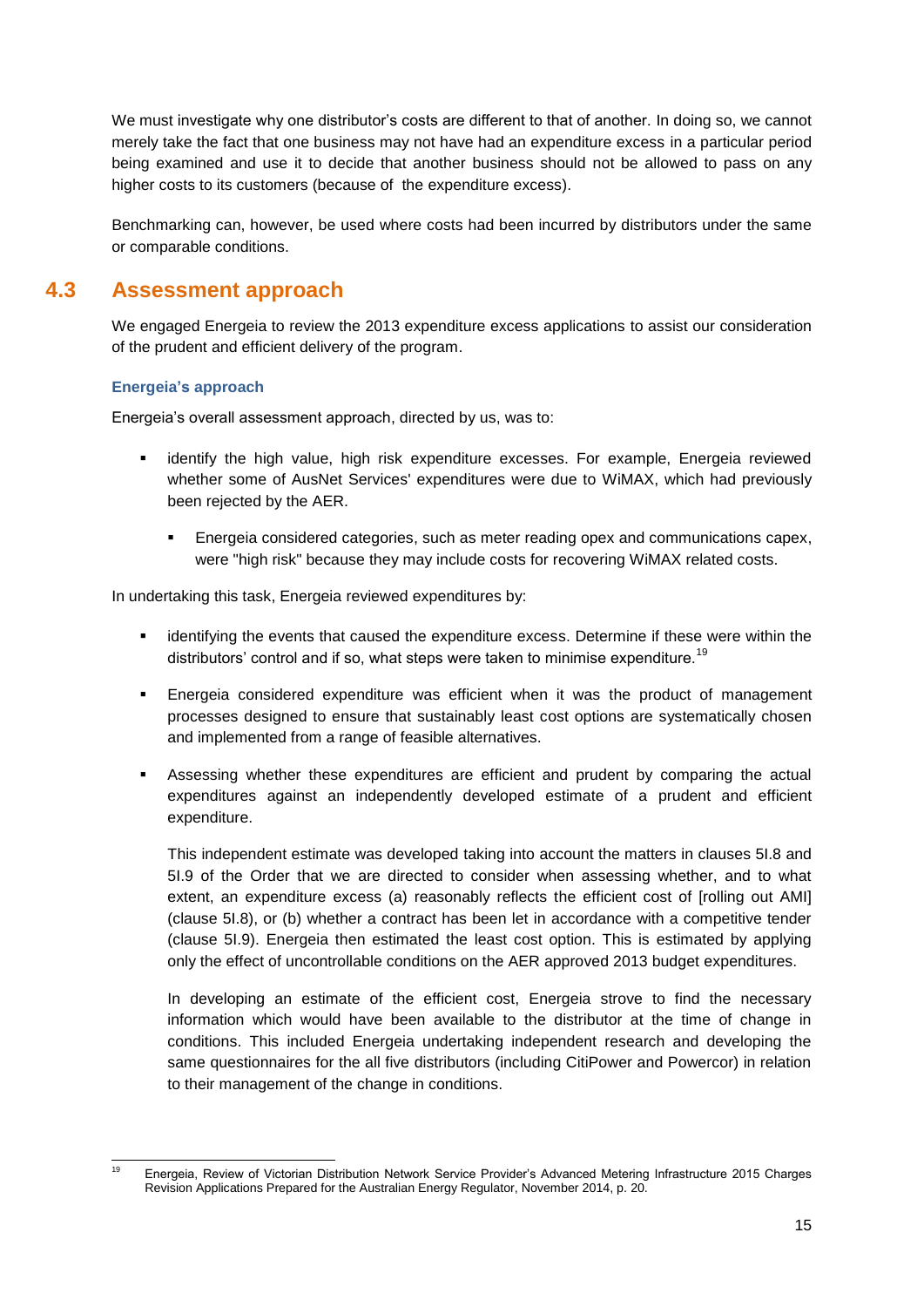We must investigate why one distributor's costs are different to that of another. In doing so, we cannot merely take the fact that one business may not have had an expenditure excess in a particular period being examined and use it to decide that another business should not be allowed to pass on any higher costs to its customers (because of the expenditure excess).

Benchmarking can, however, be used where costs had been incurred by distributors under the same or comparable conditions.

## 4.3 Assessment approach

We engaged Energeia to review the 2013 expenditure excess applications to assist our consideration of the prudent and efficient delivery of the program.

### Energeia's approach

Energeia's overall assessment approach, directed by us, was to:

- identify the high value, high risk expenditure excesses. For example, Energeia reviewed whether some of AusNet Services' expenditures were due to WiMAX, which had previously been rejected by the AER.
  - Energeia considered categories, such as meter reading opex and communications capex, were "high risk" because they may include costs for recovering WiMAX related costs.

In undertaking this task, Energeia reviewed expenditures by:

- identifying the events that caused the expenditure excess. Determine if these were within the distributors' control and if so, what steps were taken to minimise expenditure.[19]
- Energeia considered expenditure was efficient when it was the product of management processes designed to ensure that sustainably least cost options are systematically chosen and implemented from a range of feasible alternatives.
- Assessing whether these expenditures are efficient and prudent by comparing the actual expenditures against an independently developed estimate of a prudent and efficient expenditure.

  This independent estimate was developed taking into account the matters in clauses 5I.8 and 5I.9 of the Order that we are directed to consider when assessing whether, and to what extent, an expenditure excess (a) reasonably reflects the efficient cost of [rolling out AMI] (clause 5I.8), or (b) whether a contract has been let in accordance with a competitive tender (clause 5I.9). Energeia then estimated the least cost option. This is estimated by applying only the effect of uncontrollable conditions on the AER approved 2013 budget expenditures.

  In developing an estimate of the efficient cost, Energeia strove to find the necessary information which would have been available to the distributor at the time of change in conditions. This included Energeia undertaking independent research and developing the same questionnaires for the all five distributors (including CitiPower and Powercor) in relation to their management of the change in conditions.

---

[19] Energeia, Review of Victorian Distribution Network Service Provider's Advanced Metering Infrastructure 2015 Charges Revision Applications Prepared for the Australian Energy Regulator, November 2014, p. 20.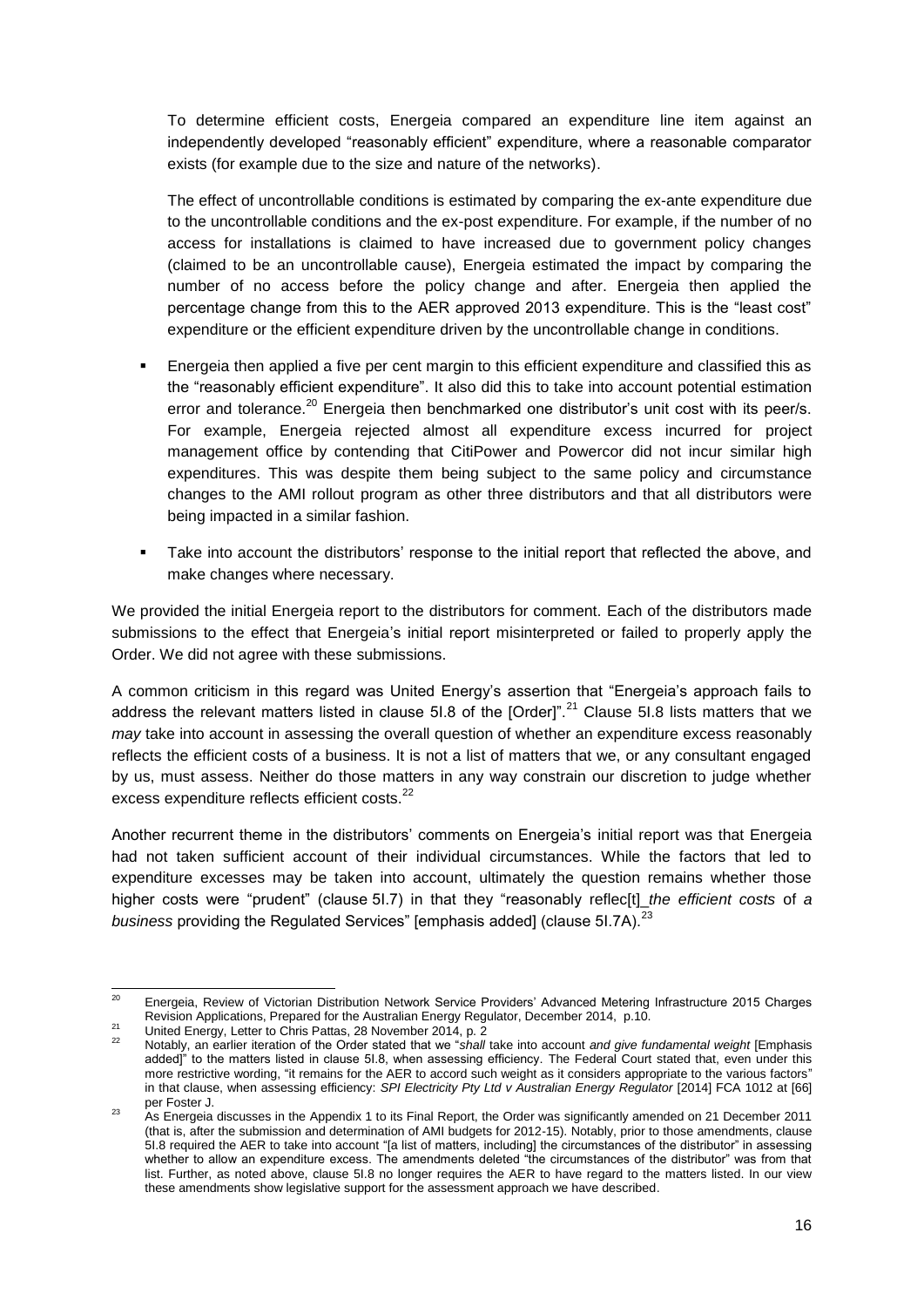To determine efficient costs, Energeia compared an expenditure line item against an independently developed "reasonably efficient" expenditure, where a reasonable comparator exists (for example due to the size and nature of the networks).

The effect of uncontrollable conditions is estimated by comparing the ex-ante expenditure due to the uncontrollable conditions and the ex-post expenditure. For example, if the number of no access for installations is claimed to have increased due to government policy changes (claimed to be an uncontrollable cause), Energeia estimated the impact by comparing the number of no access before the policy change and after. Energeia then applied the percentage change from this to the AER approved 2013 expenditure. This is the "least cost" expenditure or the efficient expenditure driven by the uncontrollable change in conditions.

- Energeia then applied a five per cent margin to this efficient expenditure and classified this as the "reasonably efficient expenditure". It also did this to take into account potential estimation error and tolerance.[20] Energeia then benchmarked one distributor's unit cost with its peer/s. For example, Energeia rejected almost all expenditure excess incurred for project management office by contending that CitiPower and Powercor did not incur similar high expenditures. This was despite them being subject to the same policy and circumstance changes to the AMI rollout program as other three distributors and that all distributors were being impacted in a similar fashion.
- Take into account the distributors' response to the initial report that reflected the above, and make changes where necessary.

We provided the initial Energeia report to the distributors for comment. Each of the distributors made submissions to the effect that Energeia's initial report misinterpreted or failed to properly apply the Order. We did not agree with these submissions.

A common criticism in this regard was United Energy's assertion that "Energeia's approach fails to address the relevant matters listed in clause 5I.8 of the [Order]".[21] Clause 5I.8 lists matters that we *may* take into account in assessing the overall question of whether an expenditure excess reasonably reflects the efficient costs of a business. It is not a list of matters that we, or any consultant engaged by us, must assess. Neither do those matters in any way constrain our discretion to judge whether excess expenditure reflects efficient costs.[22]

Another recurrent theme in the distributors' comments on Energeia's initial report was that Energeia had not taken sufficient account of their individual circumstances. While the factors that led to expenditure excesses may be taken into account, ultimately the question remains whether those higher costs were "prudent" (clause 5I.7) in that they "reasonably reflec[t] *the efficient costs* of *a business* providing the Regulated Services" [emphasis added] (clause 5I.7A).[23]

---

[20] Energeia, Review of Victorian Distribution Network Service Providers' Advanced Metering Infrastructure 2015 Charges Revision Applications, Prepared for the Australian Energy Regulator, December 2014, p.10.

[21] United Energy, Letter to Chris Pattas, 28 November 2014, p. 2

[22] Notably, an earlier iteration of the Order stated that we "*shall* take into account *and give fundamental weight* [Emphasis added]" to the matters listed in clause 5I.8, when assessing efficiency. The Federal Court stated that, even under this more restrictive wording, "it remains for the AER to accord such weight as it considers appropriate to the various factors" in that clause, when assessing efficiency: *SPI Electricity Pty Ltd v Australian Energy Regulator* [2014] FCA 1012 at [66] per Foster J.

[23] As Energeia discusses in the Appendix 1 to its Final Report, the Order was significantly amended on 21 December 2011 (that is, after the submission and determination of AMI budgets for 2012-15). Notably, prior to those amendments, clause 5I.8 required the AER to take into account "[a list of matters, including] the circumstances of the distributor" in assessing whether to allow an expenditure excess. The amendments deleted "the circumstances of the distributor" was from that list. Further, as noted above, clause 5I.8 no longer requires the AER to have regard to the matters listed. In our view these amendments show legislative support for the assessment approach we have described.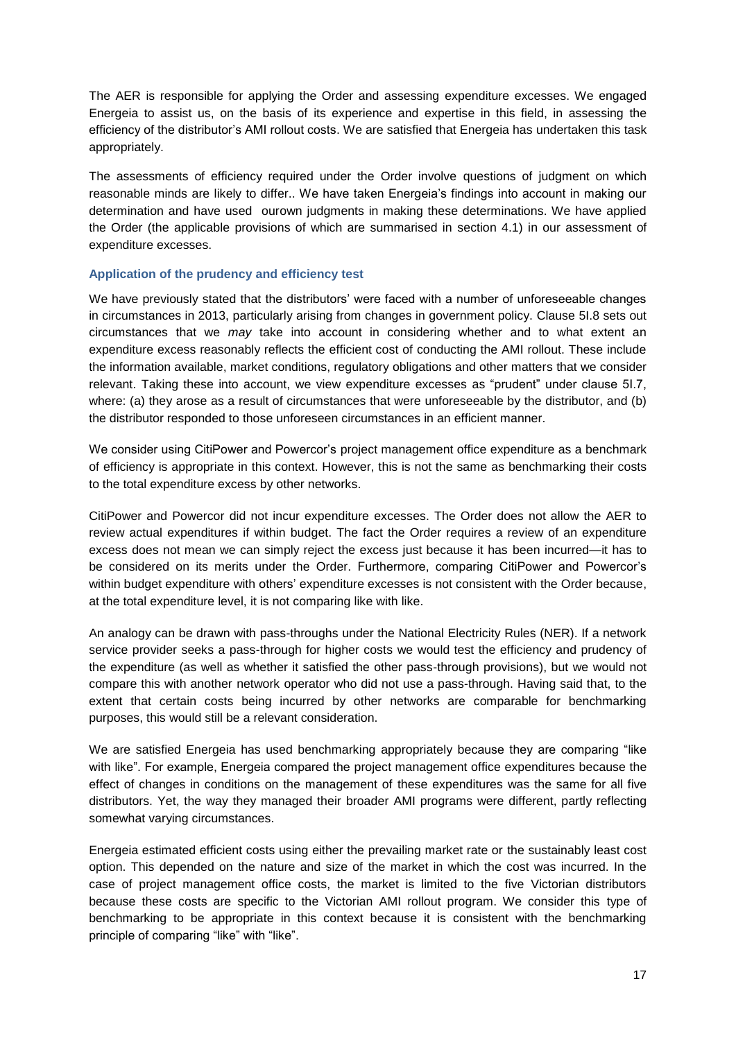The AER is responsible for applying the Order and assessing expenditure excesses. We engaged Energeia to assist us, on the basis of its experience and expertise in this field, in assessing the efficiency of the distributor's AMI rollout costs. We are satisfied that Energeia has undertaken this task appropriately.

The assessments of efficiency required under the Order involve questions of judgment on which reasonable minds are likely to differ.. We have taken Energeia's findings into account in making our determination and have used ourown judgments in making these determinations. We have applied the Order (the applicable provisions of which are summarised in section 4.1) in our assessment of expenditure excesses.

### Application of the prudency and efficiency test

We have previously stated that the distributors' were faced with a number of unforeseeable changes in circumstances in 2013, particularly arising from changes in government policy. Clause 5I.8 sets out circumstances that we *may* take into account in considering whether and to what extent an expenditure excess reasonably reflects the efficient cost of conducting the AMI rollout. These include the information available, market conditions, regulatory obligations and other matters that we consider relevant. Taking these into account, we view expenditure excesses as "prudent" under clause 5I.7, where: (a) they arose as a result of circumstances that were unforeseeable by the distributor, and (b) the distributor responded to those unforeseen circumstances in an efficient manner.

We consider using CitiPower and Powercor's project management office expenditure as a benchmark of efficiency is appropriate in this context. However, this is not the same as benchmarking their costs to the total expenditure excess by other networks.

CitiPower and Powercor did not incur expenditure excesses. The Order does not allow the AER to review actual expenditures if within budget. The fact the Order requires a review of an expenditure excess does not mean we can simply reject the excess just because it has been incurred—it has to be considered on its merits under the Order. Furthermore, comparing CitiPower and Powercor's within budget expenditure with others' expenditure excesses is not consistent with the Order because, at the total expenditure level, it is not comparing like with like.

An analogy can be drawn with pass-throughs under the National Electricity Rules (NER). If a network service provider seeks a pass-through for higher costs we would test the efficiency and prudency of the expenditure (as well as whether it satisfied the other pass-through provisions), but we would not compare this with another network operator who did not use a pass-through. Having said that, to the extent that certain costs being incurred by other networks are comparable for benchmarking purposes, this would still be a relevant consideration.

We are satisfied Energeia has used benchmarking appropriately because they are comparing "like with like". For example, Energeia compared the project management office expenditures because the effect of changes in conditions on the management of these expenditures was the same for all five distributors. Yet, the way they managed their broader AMI programs were different, partly reflecting somewhat varying circumstances.

Energeia estimated efficient costs using either the prevailing market rate or the sustainably least cost option. This depended on the nature and size of the market in which the cost was incurred. In the case of project management office costs, the market is limited to the five Victorian distributors because these costs are specific to the Victorian AMI rollout program. We consider this type of benchmarking to be appropriate in this context because it is consistent with the benchmarking principle of comparing "like" with "like".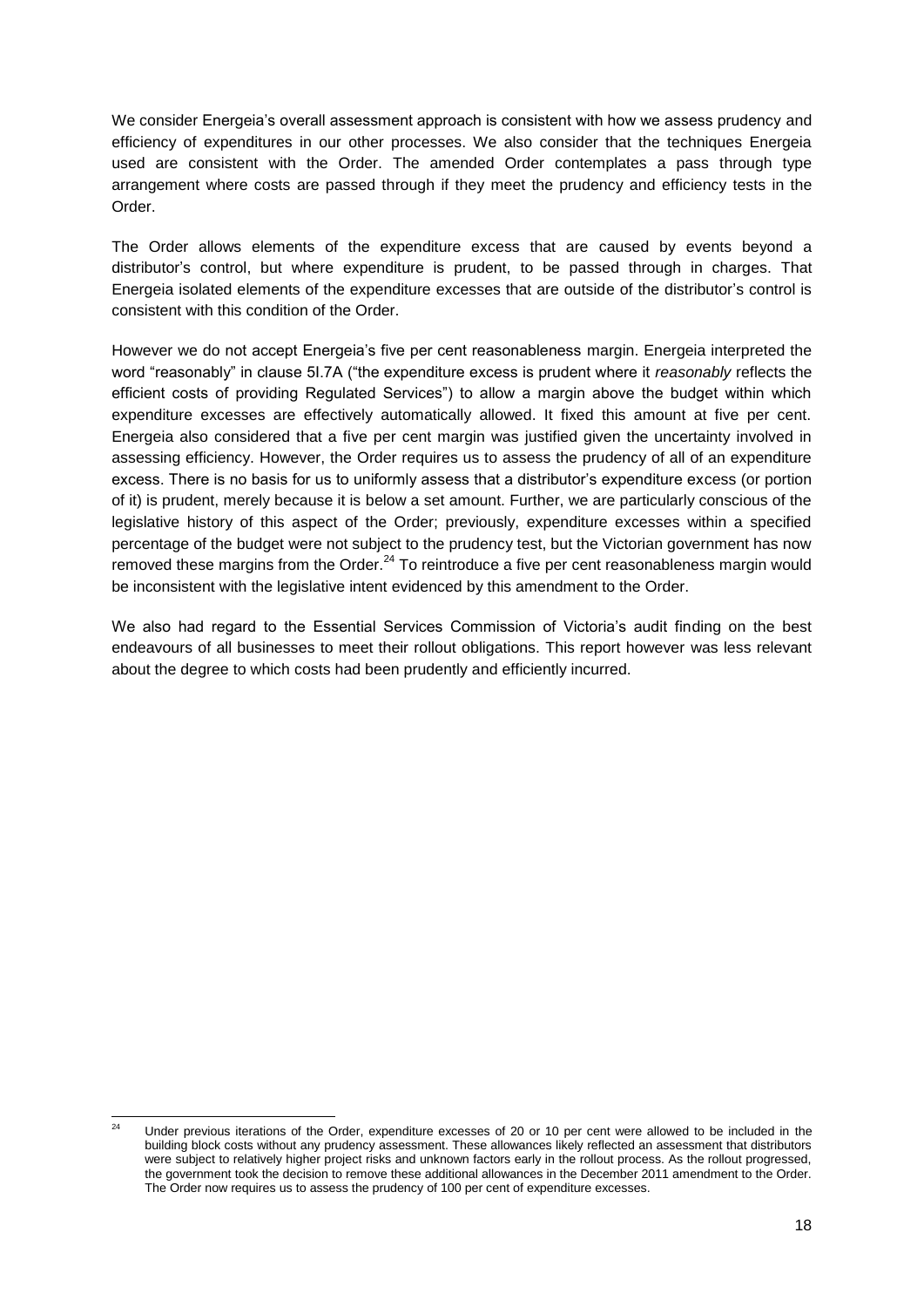We consider Energeia's overall assessment approach is consistent with how we assess prudency and efficiency of expenditures in our other processes. We also consider that the techniques Energeia used are consistent with the Order. The amended Order contemplates a pass through type arrangement where costs are passed through if they meet the prudency and efficiency tests in the Order.

The Order allows elements of the expenditure excess that are caused by events beyond a distributor's control, but where expenditure is prudent, to be passed through in charges. That Energeia isolated elements of the expenditure excesses that are outside of the distributor's control is consistent with this condition of the Order.

However we do not accept Energeia's five per cent reasonableness margin. Energeia interpreted the word "reasonably" in clause 5I.7A ("the expenditure excess is prudent where it *reasonably* reflects the efficient costs of providing Regulated Services") to allow a margin above the budget within which expenditure excesses are effectively automatically allowed. It fixed this amount at five per cent. Energeia also considered that a five per cent margin was justified given the uncertainty involved in assessing efficiency. However, the Order requires us to assess the prudency of all of an expenditure excess. There is no basis for us to uniformly assess that a distributor's expenditure excess (or portion of it) is prudent, merely because it is below a set amount. Further, we are particularly conscious of the legislative history of this aspect of the Order; previously, expenditure excesses within a specified percentage of the budget were not subject to the prudency test, but the Victorian government has now removed these margins from the Order.[24] To reintroduce a five per cent reasonableness margin would be inconsistent with the legislative intent evidenced by this amendment to the Order.

We also had regard to the Essential Services Commission of Victoria's audit finding on the best endeavours of all businesses to meet their rollout obligations. This report however was less relevant about the degree to which costs had been prudently and efficiently incurred.

---

[24] Under previous iterations of the Order, expenditure excesses of 20 or 10 per cent were allowed to be included in the building block costs without any prudency assessment. These allowances likely reflected an assessment that distributors were subject to relatively higher project risks and unknown factors early in the rollout process. As the rollout progressed, the government took the decision to remove these additional allowances in the December 2011 amendment to the Order. The Order now requires us to assess the prudency of 100 per cent of expenditure excesses.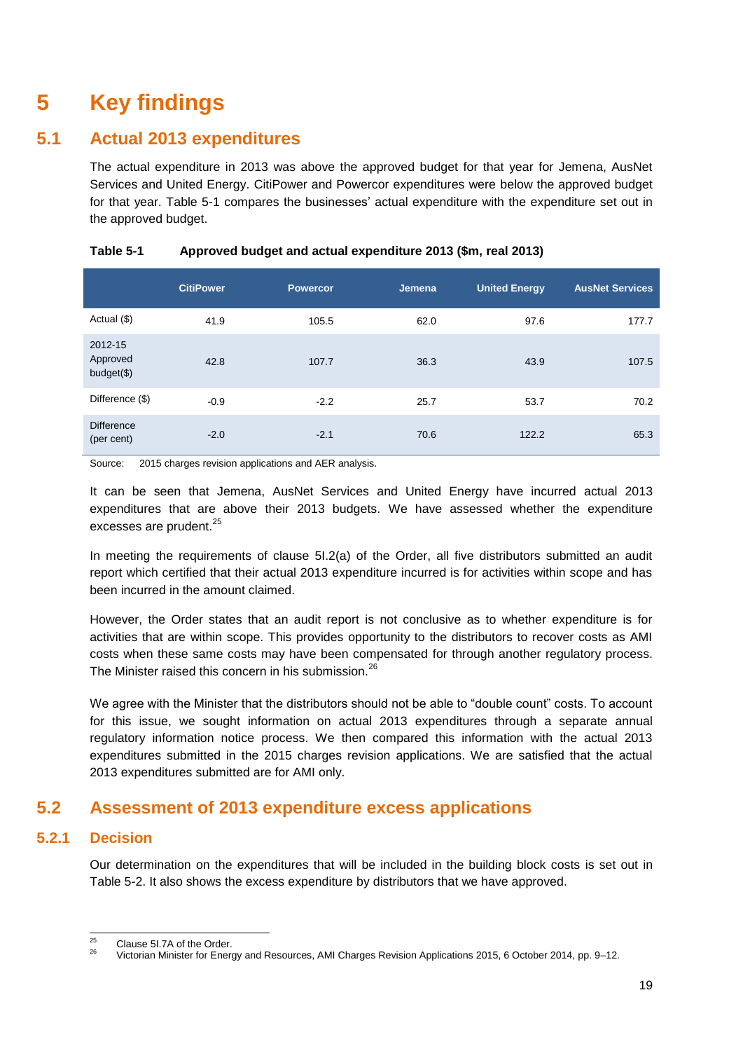# 5 Key findings

## 5.1 Actual 2013 expenditures

The actual expenditure in 2013 was above the approved budget for that year for Jemena, AusNet Services and United Energy. CitiPower and Powercor expenditures were below the approved budget for that year. Table 5-1 compares the businesses' actual expenditure with the expenditure set out in the approved budget.

**Table 5-1 Approved budget and actual expenditure 2013 ($m, real 2013)**

| | CitiPower | Powercor | Jemena | United Energy | AusNet Services |
|---|---|---|---|---|---|
| Actual ($) | 41.9 | 105.5 | 62.0 | 97.6 | 177.7 |
| 2012-15 Approved budget($) | 42.8 | 107.7 | 36.3 | 43.9 | 107.5 |
| Difference ($) | -0.9 | -2.2 | 25.7 | 53.7 | 70.2 |
| Difference (per cent) | -2.0 | -2.1 | 70.6 | 122.2 | 65.3 |

Source: 2015 charges revision applications and AER analysis.

It can be seen that Jemena, AusNet Services and United Energy have incurred actual 2013 expenditures that are above their 2013 budgets. We have assessed whether the expenditure excesses are prudent.[25]

In meeting the requirements of clause 5I.2(a) of the Order, all five distributors submitted an audit report which certified that their actual 2013 expenditure incurred is for activities within scope and has been incurred in the amount claimed.

However, the Order states that an audit report is not conclusive as to whether expenditure is for activities that are within scope. This provides opportunity to the distributors to recover costs as AMI costs when these same costs may have been compensated for through another regulatory process. The Minister raised this concern in his submission.[26]

We agree with the Minister that the distributors should not be able to "double count" costs. To account for this issue, we sought information on actual 2013 expenditures through a separate annual regulatory information notice process. We then compared this information with the actual 2013 expenditures submitted in the 2015 charges revision applications. We are satisfied that the actual 2013 expenditures submitted are for AMI only.

## 5.2 Assessment of 2013 expenditure excess applications

### 5.2.1 Decision

Our determination on the expenditures that will be included in the building block costs is set out in Table 5-2. It also shows the excess expenditure by distributors that we have approved.

[25] Clause 5I.7A of the Order.

[26] Victorian Minister for Energy and Resources, AMI Charges Revision Applications 2015, 6 October 2014, pp. 9–12.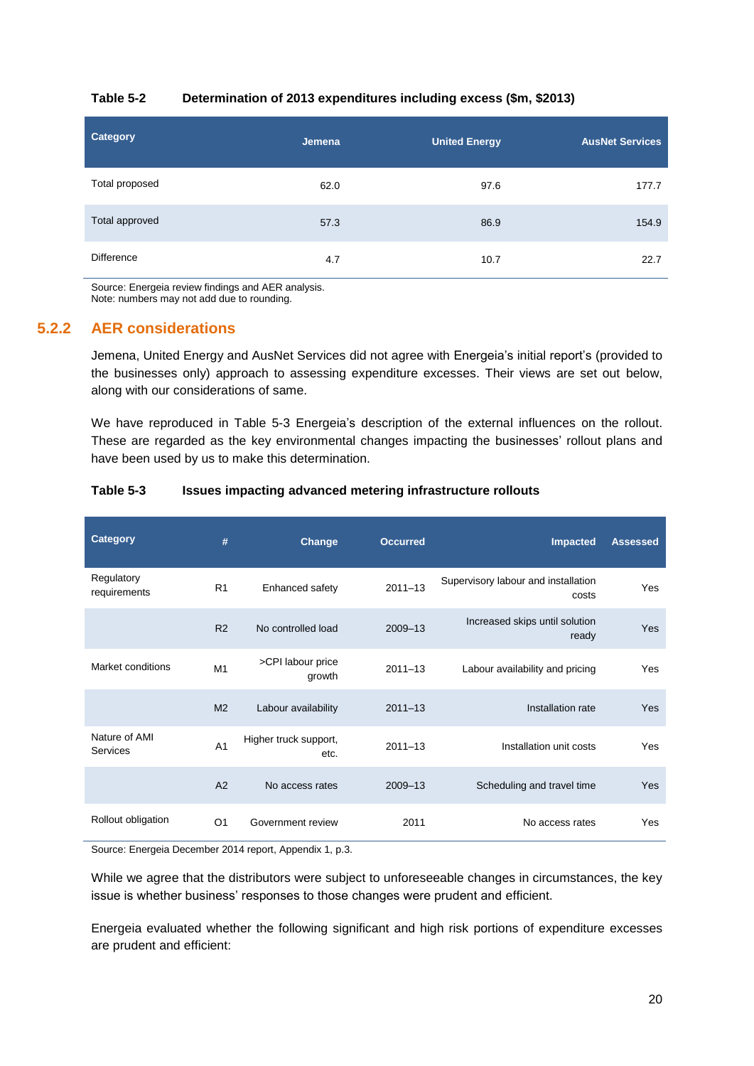**Table 5-2 Determination of 2013 expenditures including excess ($m, $2013)**

| Category | Jemena | United Energy | AusNet Services |
|---|---|---|---|
| Total proposed | 62.0 | 97.6 | 177.7 |
| Total approved | 57.3 | 86.9 | 154.9 |
| Difference | 4.7 | 10.7 | 22.7 |

Source: Energeia review findings and AER analysis.
Note: numbers may not add due to rounding.

### 5.2.2 AER considerations

Jemena, United Energy and AusNet Services did not agree with Energeia's initial report's (provided to the businesses only) approach to assessing expenditure excesses. Their views are set out below, along with our considerations of same.

We have reproduced in Table 5-3 Energeia's description of the external influences on the rollout. These are regarded as the key environmental changes impacting the businesses' rollout plans and have been used by us to make this determination.

**Table 5-3 Issues impacting advanced metering infrastructure rollouts**

| Category | # | Change | Occurred | Impacted | Assessed |
|---|---|---|---|---|---|
| Regulatory requirements | R1 | Enhanced safety | 2011–13 | Supervisory labour and installation costs | Yes |
| | R2 | No controlled load | 2009–13 | Increased skips until solution ready | Yes |
| Market conditions | M1 | >CPI labour price growth | 2011–13 | Labour availability and pricing | Yes |
| | M2 | Labour availability | 2011–13 | Installation rate | Yes |
| Nature of AMI Services | A1 | Higher truck support, etc. | 2011–13 | Installation unit costs | Yes |
| | A2 | No access rates | 2009–13 | Scheduling and travel time | Yes |
| Rollout obligation | O1 | Government review | 2011 | No access rates | Yes |

Source: Energeia December 2014 report, Appendix 1, p.3.

While we agree that the distributors were subject to unforeseeable changes in circumstances, the key issue is whether business' responses to those changes were prudent and efficient.

Energeia evaluated whether the following significant and high risk portions of expenditure excesses are prudent and efficient: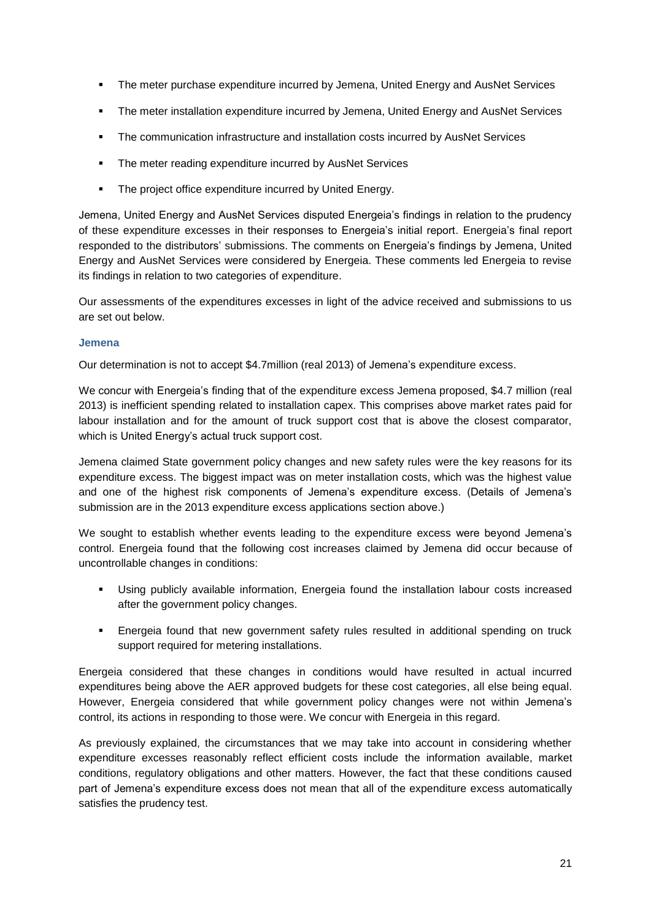- The meter purchase expenditure incurred by Jemena, United Energy and AusNet Services
- The meter installation expenditure incurred by Jemena, United Energy and AusNet Services
- The communication infrastructure and installation costs incurred by AusNet Services
- The meter reading expenditure incurred by AusNet Services
- The project office expenditure incurred by United Energy.

Jemena, United Energy and AusNet Services disputed Energeia's findings in relation to the prudency of these expenditure excesses in their responses to Energeia's initial report. Energeia's final report responded to the distributors' submissions. The comments on Energeia's findings by Jemena, United Energy and AusNet Services were considered by Energeia. These comments led Energeia to revise its findings in relation to two categories of expenditure.

Our assessments of the expenditures excesses in light of the advice received and submissions to us are set out below.

### Jemena

Our determination is not to accept $4.7million (real 2013) of Jemena's expenditure excess.

We concur with Energeia's finding that of the expenditure excess Jemena proposed, $4.7 million (real 2013) is inefficient spending related to installation capex. This comprises above market rates paid for labour installation and for the amount of truck support cost that is above the closest comparator, which is United Energy's actual truck support cost.

Jemena claimed State government policy changes and new safety rules were the key reasons for its expenditure excess. The biggest impact was on meter installation costs, which was the highest value and one of the highest risk components of Jemena's expenditure excess. (Details of Jemena's submission are in the 2013 expenditure excess applications section above.)

We sought to establish whether events leading to the expenditure excess were beyond Jemena's control. Energeia found that the following cost increases claimed by Jemena did occur because of uncontrollable changes in conditions:

- Using publicly available information, Energeia found the installation labour costs increased after the government policy changes.
- Energeia found that new government safety rules resulted in additional spending on truck support required for metering installations.

Energeia considered that these changes in conditions would have resulted in actual incurred expenditures being above the AER approved budgets for these cost categories, all else being equal. However, Energeia considered that while government policy changes were not within Jemena's control, its actions in responding to those were. We concur with Energeia in this regard.

As previously explained, the circumstances that we may take into account in considering whether expenditure excesses reasonably reflect efficient costs include the information available, market conditions, regulatory obligations and other matters. However, the fact that these conditions caused part of Jemena's expenditure excess does not mean that all of the expenditure excess automatically satisfies the prudency test.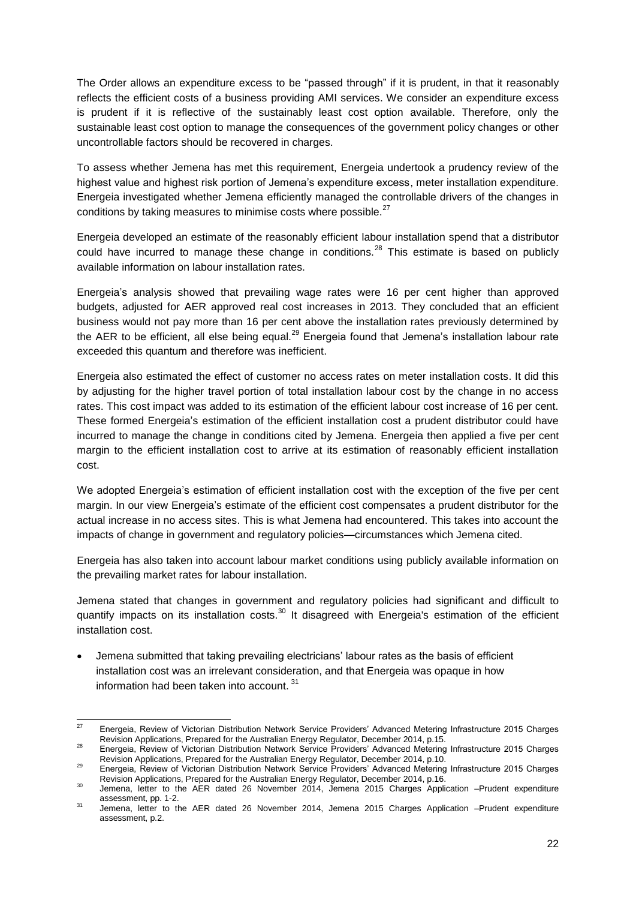The Order allows an expenditure excess to be "passed through" if it is prudent, in that it reasonably reflects the efficient costs of a business providing AMI services. We consider an expenditure excess is prudent if it is reflective of the sustainably least cost option available. Therefore, only the sustainable least cost option to manage the consequences of the government policy changes or other uncontrollable factors should be recovered in charges.

To assess whether Jemena has met this requirement, Energeia undertook a prudency review of the highest value and highest risk portion of Jemena's expenditure excess, meter installation expenditure. Energeia investigated whether Jemena efficiently managed the controllable drivers of the changes in conditions by taking measures to minimise costs where possible.[27]

Energeia developed an estimate of the reasonably efficient labour installation spend that a distributor could have incurred to manage these change in conditions.[28] This estimate is based on publicly available information on labour installation rates.

Energeia's analysis showed that prevailing wage rates were 16 per cent higher than approved budgets, adjusted for AER approved real cost increases in 2013. They concluded that an efficient business would not pay more than 16 per cent above the installation rates previously determined by the AER to be efficient, all else being equal.[29] Energeia found that Jemena's installation labour rate exceeded this quantum and therefore was inefficient.

Energeia also estimated the effect of customer no access rates on meter installation costs. It did this by adjusting for the higher travel portion of total installation labour cost by the change in no access rates. This cost impact was added to its estimation of the efficient labour cost increase of 16 per cent. These formed Energeia's estimation of the efficient installation cost a prudent distributor could have incurred to manage the change in conditions cited by Jemena. Energeia then applied a five per cent margin to the efficient installation cost to arrive at its estimation of reasonably efficient installation cost.

We adopted Energeia's estimation of efficient installation cost with the exception of the five per cent margin. In our view Energeia's estimate of the efficient cost compensates a prudent distributor for the actual increase in no access sites. This is what Jemena had encountered. This takes into account the impacts of change in government and regulatory policies—circumstances which Jemena cited.

Energeia has also taken into account labour market conditions using publicly available information on the prevailing market rates for labour installation.

Jemena stated that changes in government and regulatory policies had significant and difficult to quantify impacts on its installation costs.[30] It disagreed with Energeia's estimation of the efficient installation cost.

- Jemena submitted that taking prevailing electricians' labour rates as the basis of efficient installation cost was an irrelevant consideration, and that Energeia was opaque in how information had been taken into account.[31]

---

[27] Energeia, Review of Victorian Distribution Network Service Providers' Advanced Metering Infrastructure 2015 Charges Revision Applications, Prepared for the Australian Energy Regulator, December 2014, p.15.

[28] Energeia, Review of Victorian Distribution Network Service Providers' Advanced Metering Infrastructure 2015 Charges Revision Applications, Prepared for the Australian Energy Regulator, December 2014, p.10.

[29] Energeia, Review of Victorian Distribution Network Service Providers' Advanced Metering Infrastructure 2015 Charges Revision Applications, Prepared for the Australian Energy Regulator, December 2014, p.16.

[30] Jemena, letter to the AER dated 26 November 2014, Jemena 2015 Charges Application –Prudent expenditure assessment, pp. 1-2.

[31] Jemena, letter to the AER dated 26 November 2014, Jemena 2015 Charges Application –Prudent expenditure assessment, p.2.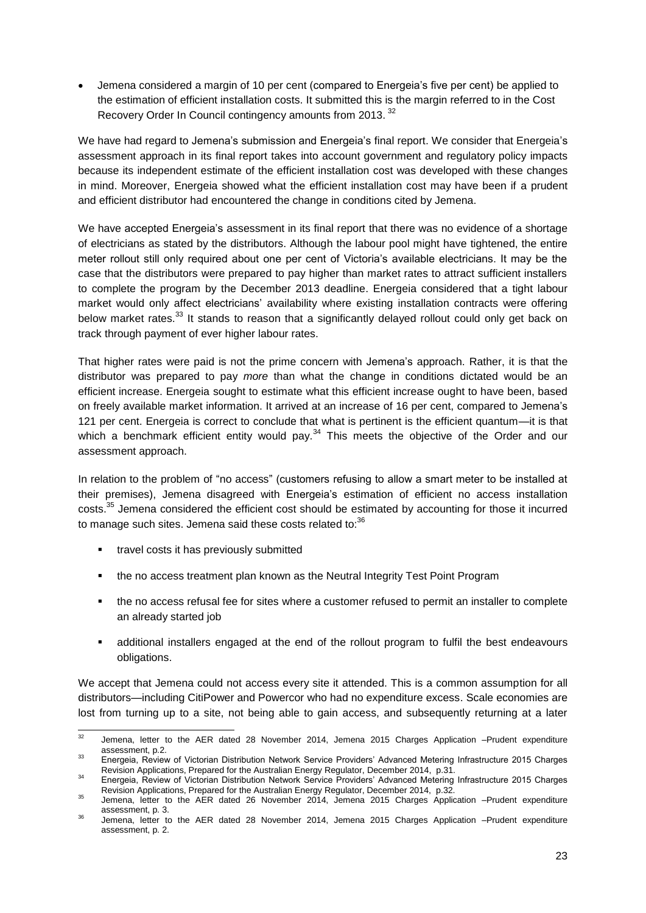- Jemena considered a margin of 10 per cent (compared to Energeia's five per cent) be applied to the estimation of efficient installation costs. It submitted this is the margin referred to in the Cost Recovery Order In Council contingency amounts from 2013. [32]

We have had regard to Jemena's submission and Energeia's final report. We consider that Energeia's assessment approach in its final report takes into account government and regulatory policy impacts because its independent estimate of the efficient installation cost was developed with these changes in mind. Moreover, Energeia showed what the efficient installation cost may have been if a prudent and efficient distributor had encountered the change in conditions cited by Jemena.

We have accepted Energeia's assessment in its final report that there was no evidence of a shortage of electricians as stated by the distributors. Although the labour pool might have tightened, the entire meter rollout still only required about one per cent of Victoria's available electricians. It may be the case that the distributors were prepared to pay higher than market rates to attract sufficient installers to complete the program by the December 2013 deadline. Energeia considered that a tight labour market would only affect electricians' availability where existing installation contracts were offering below market rates.[33] It stands to reason that a significantly delayed rollout could only get back on track through payment of ever higher labour rates.

That higher rates were paid is not the prime concern with Jemena's approach. Rather, it is that the distributor was prepared to pay *more* than what the change in conditions dictated would be an efficient increase. Energeia sought to estimate what this efficient increase ought to have been, based on freely available market information. It arrived at an increase of 16 per cent, compared to Jemena's 121 per cent. Energeia is correct to conclude that what is pertinent is the efficient quantum—it is that which a benchmark efficient entity would pay.[34] This meets the objective of the Order and our assessment approach.

In relation to the problem of "no access" (customers refusing to allow a smart meter to be installed at their premises), Jemena disagreed with Energeia's estimation of efficient no access installation costs.[35] Jemena considered the efficient cost should be estimated by accounting for those it incurred to manage such sites. Jemena said these costs related to:[36]

- travel costs it has previously submitted
- the no access treatment plan known as the Neutral Integrity Test Point Program
- the no access refusal fee for sites where a customer refused to permit an installer to complete an already started job
- additional installers engaged at the end of the rollout program to fulfil the best endeavours obligations.

We accept that Jemena could not access every site it attended. This is a common assumption for all distributors—including CitiPower and Powercor who had no expenditure excess. Scale economies are lost from turning up to a site, not being able to gain access, and subsequently returning at a later

---

[32] Jemena, letter to the AER dated 28 November 2014, Jemena 2015 Charges Application –Prudent expenditure assessment, p.2.

[33] Energeia, Review of Victorian Distribution Network Service Providers' Advanced Metering Infrastructure 2015 Charges Revision Applications, Prepared for the Australian Energy Regulator, December 2014, p.31.

[34] Energeia, Review of Victorian Distribution Network Service Providers' Advanced Metering Infrastructure 2015 Charges Revision Applications, Prepared for the Australian Energy Regulator, December 2014, p.32.

[35] Jemena, letter to the AER dated 26 November 2014, Jemena 2015 Charges Application –Prudent expenditure assessment, p. 3.

[36] Jemena, letter to the AER dated 28 November 2014, Jemena 2015 Charges Application –Prudent expenditure assessment, p. 2.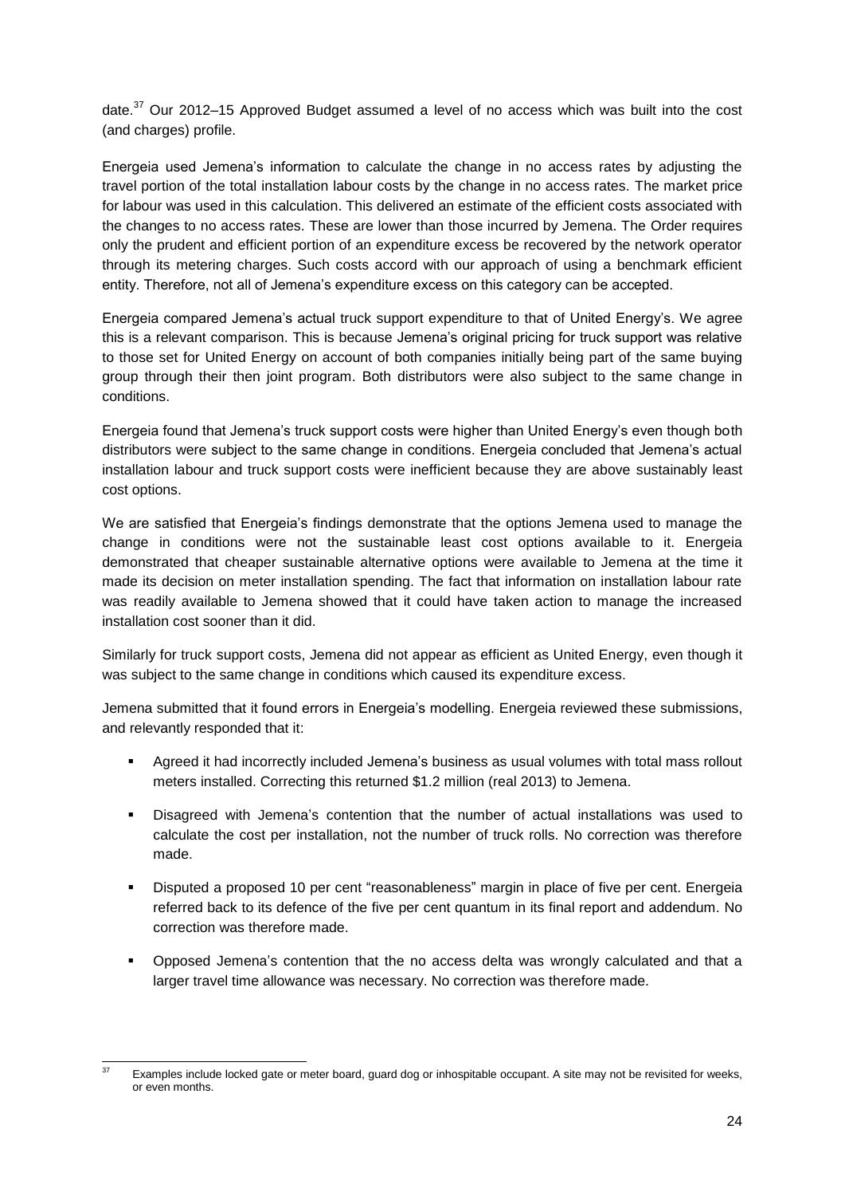date.[37] Our 2012–15 Approved Budget assumed a level of no access which was built into the cost (and charges) profile.

Energeia used Jemena's information to calculate the change in no access rates by adjusting the travel portion of the total installation labour costs by the change in no access rates. The market price for labour was used in this calculation. This delivered an estimate of the efficient costs associated with the changes to no access rates. These are lower than those incurred by Jemena. The Order requires only the prudent and efficient portion of an expenditure excess be recovered by the network operator through its metering charges. Such costs accord with our approach of using a benchmark efficient entity. Therefore, not all of Jemena's expenditure excess on this category can be accepted.

Energeia compared Jemena's actual truck support expenditure to that of United Energy's. We agree this is a relevant comparison. This is because Jemena's original pricing for truck support was relative to those set for United Energy on account of both companies initially being part of the same buying group through their then joint program. Both distributors were also subject to the same change in conditions.

Energeia found that Jemena's truck support costs were higher than United Energy's even though both distributors were subject to the same change in conditions. Energeia concluded that Jemena's actual installation labour and truck support costs were inefficient because they are above sustainably least cost options.

We are satisfied that Energeia's findings demonstrate that the options Jemena used to manage the change in conditions were not the sustainable least cost options available to it. Energeia demonstrated that cheaper sustainable alternative options were available to Jemena at the time it made its decision on meter installation spending. The fact that information on installation labour rate was readily available to Jemena showed that it could have taken action to manage the increased installation cost sooner than it did.

Similarly for truck support costs, Jemena did not appear as efficient as United Energy, even though it was subject to the same change in conditions which caused its expenditure excess.

Jemena submitted that it found errors in Energeia's modelling. Energeia reviewed these submissions, and relevantly responded that it:

- Agreed it had incorrectly included Jemena's business as usual volumes with total mass rollout meters installed. Correcting this returned $1.2 million (real 2013) to Jemena.
- Disagreed with Jemena's contention that the number of actual installations was used to calculate the cost per installation, not the number of truck rolls. No correction was therefore made.
- Disputed a proposed 10 per cent "reasonableness" margin in place of five per cent. Energeia referred back to its defence of the five per cent quantum in its final report and addendum. No correction was therefore made.
- Opposed Jemena's contention that the no access delta was wrongly calculated and that a larger travel time allowance was necessary. No correction was therefore made.

[37] Examples include locked gate or meter board, guard dog or inhospitable occupant. A site may not be revisited for weeks, or even months.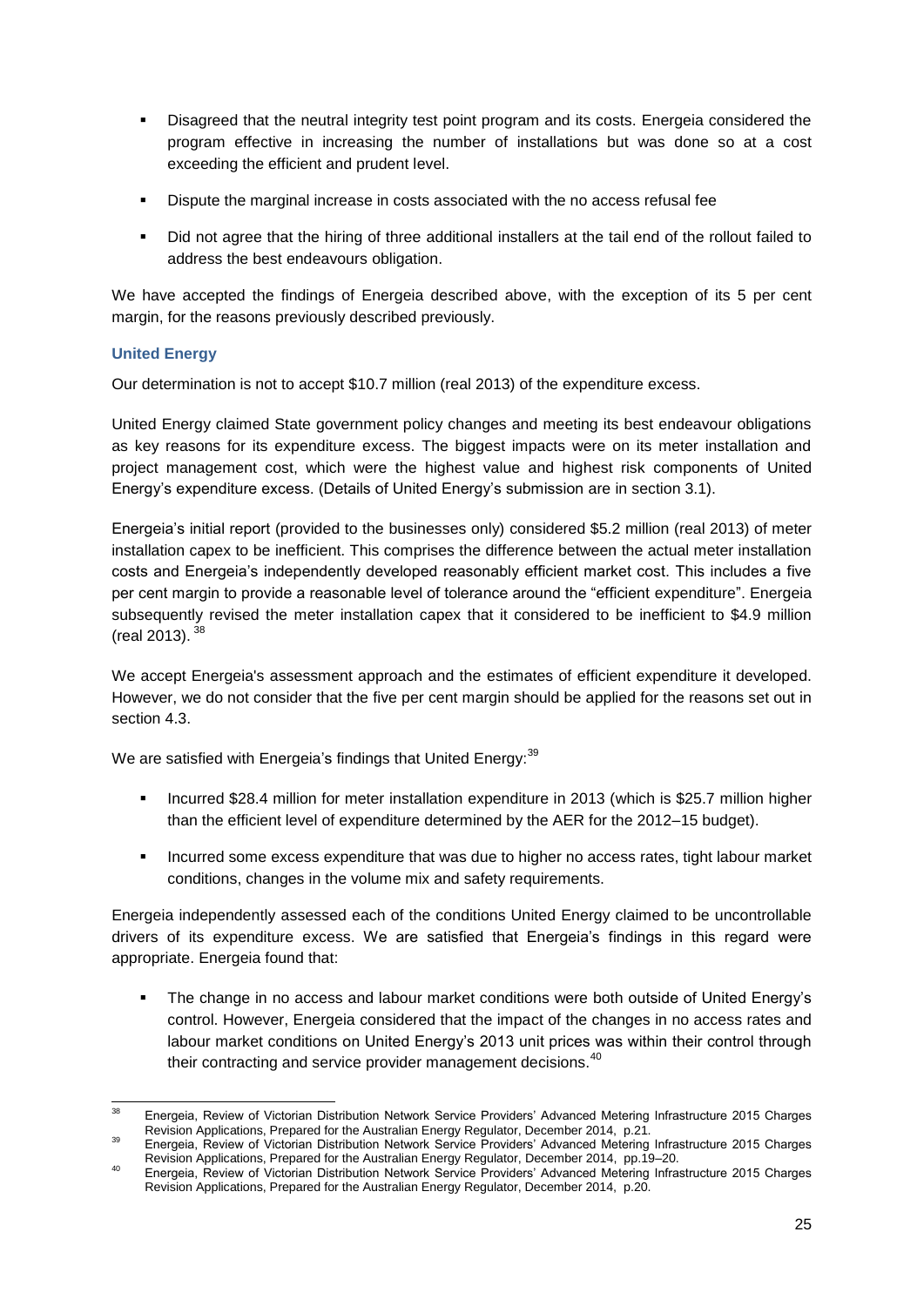- Disagreed that the neutral integrity test point program and its costs. Energeia considered the program effective in increasing the number of installations but was done so at a cost exceeding the efficient and prudent level.
- Dispute the marginal increase in costs associated with the no access refusal fee
- Did not agree that the hiring of three additional installers at the tail end of the rollout failed to address the best endeavours obligation.

We have accepted the findings of Energeia described above, with the exception of its 5 per cent margin, for the reasons previously described previously.

### United Energy

Our determination is not to accept $10.7 million (real 2013) of the expenditure excess.

United Energy claimed State government policy changes and meeting its best endeavour obligations as key reasons for its expenditure excess. The biggest impacts were on its meter installation and project management cost, which were the highest value and highest risk components of United Energy's expenditure excess. (Details of United Energy's submission are in section 3.1).

Energeia's initial report (provided to the businesses only) considered $5.2 million (real 2013) of meter installation capex to be inefficient. This comprises the difference between the actual meter installation costs and Energeia's independently developed reasonably efficient market cost. This includes a five per cent margin to provide a reasonable level of tolerance around the "efficient expenditure". Energeia subsequently revised the meter installation capex that it considered to be inefficient to $4.9 million (real 2013). [38]

We accept Energeia's assessment approach and the estimates of efficient expenditure it developed. However, we do not consider that the five per cent margin should be applied for the reasons set out in section 4.3.

We are satisfied with Energeia's findings that United Energy:[39]

- Incurred $28.4 million for meter installation expenditure in 2013 (which is $25.7 million higher than the efficient level of expenditure determined by the AER for the 2012–15 budget).
- Incurred some excess expenditure that was due to higher no access rates, tight labour market conditions, changes in the volume mix and safety requirements.

Energeia independently assessed each of the conditions United Energy claimed to be uncontrollable drivers of its expenditure excess. We are satisfied that Energeia's findings in this regard were appropriate. Energeia found that:

- The change in no access and labour market conditions were both outside of United Energy's control. However, Energeia considered that the impact of the changes in no access rates and labour market conditions on United Energy's 2013 unit prices was within their control through their contracting and service provider management decisions.[40]

---

[38] Energeia, Review of Victorian Distribution Network Service Providers' Advanced Metering Infrastructure 2015 Charges Revision Applications, Prepared for the Australian Energy Regulator, December 2014, p.21.

[39] Energeia, Review of Victorian Distribution Network Service Providers' Advanced Metering Infrastructure 2015 Charges Revision Applications, Prepared for the Australian Energy Regulator, December 2014, pp.19–20.

[40] Energeia, Review of Victorian Distribution Network Service Providers' Advanced Metering Infrastructure 2015 Charges Revision Applications, Prepared for the Australian Energy Regulator, December 2014, p.20.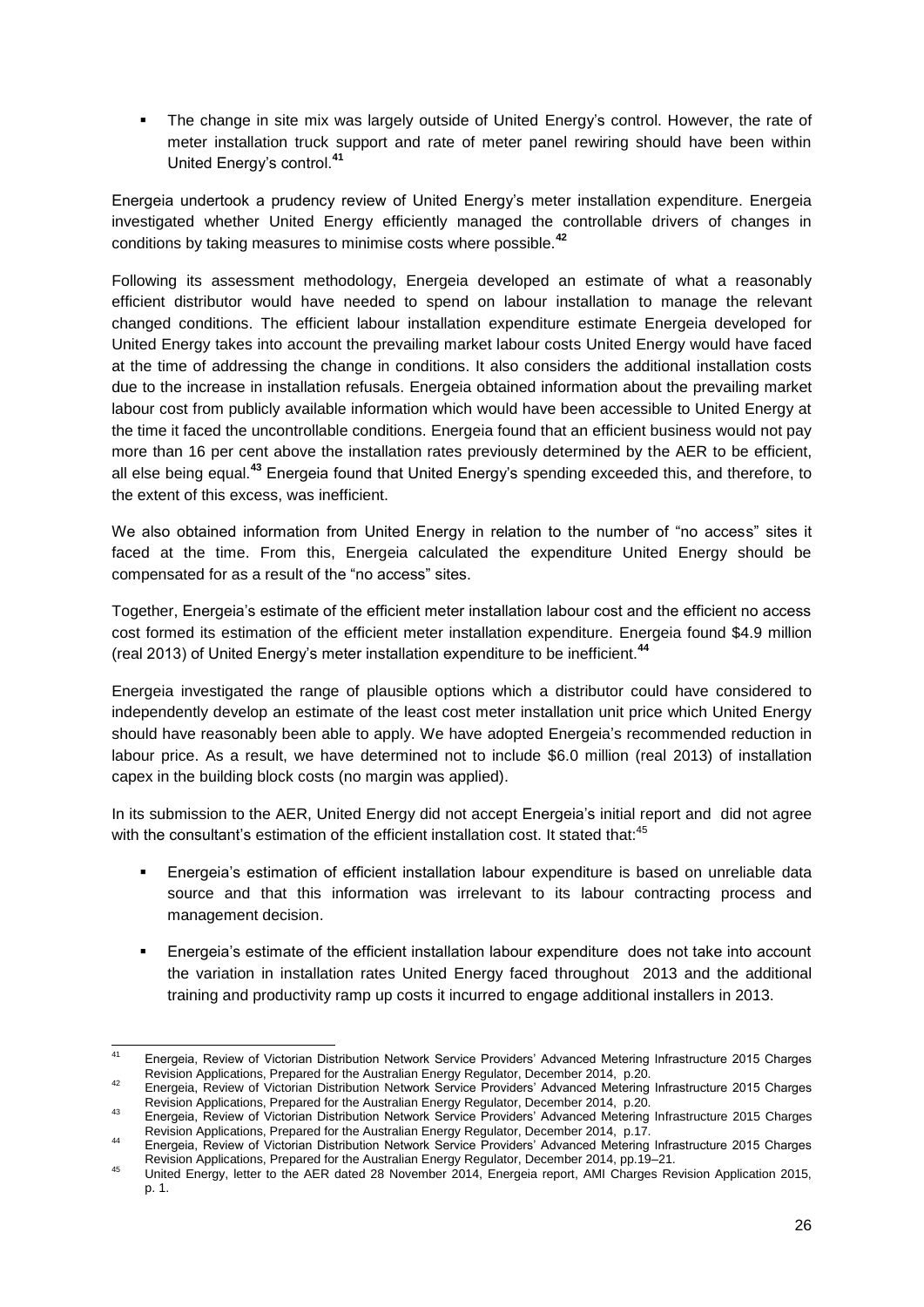- The change in site mix was largely outside of United Energy's control. However, the rate of meter installation truck support and rate of meter panel rewiring should have been within United Energy's control.[41]

Energeia undertook a prudency review of United Energy's meter installation expenditure. Energeia investigated whether United Energy efficiently managed the controllable drivers of changes in conditions by taking measures to minimise costs where possible.[42]

Following its assessment methodology, Energeia developed an estimate of what a reasonably efficient distributor would have needed to spend on labour installation to manage the relevant changed conditions. The efficient labour installation expenditure estimate Energeia developed for United Energy takes into account the prevailing market labour costs United Energy would have faced at the time of addressing the change in conditions. It also considers the additional installation costs due to the increase in installation refusals. Energeia obtained information about the prevailing market labour cost from publicly available information which would have been accessible to United Energy at the time it faced the uncontrollable conditions. Energeia found that an efficient business would not pay more than 16 per cent above the installation rates previously determined by the AER to be efficient, all else being equal.[43] Energeia found that United Energy's spending exceeded this, and therefore, to the extent of this excess, was inefficient.

We also obtained information from United Energy in relation to the number of "no access" sites it faced at the time. From this, Energeia calculated the expenditure United Energy should be compensated for as a result of the "no access" sites.

Together, Energeia's estimate of the efficient meter installation labour cost and the efficient no access cost formed its estimation of the efficient meter installation expenditure. Energeia found $4.9 million (real 2013) of United Energy's meter installation expenditure to be inefficient.[44]

Energeia investigated the range of plausible options which a distributor could have considered to independently develop an estimate of the least cost meter installation unit price which United Energy should have reasonably been able to apply. We have adopted Energeia's recommended reduction in labour price. As a result, we have determined not to include $6.0 million (real 2013) of installation capex in the building block costs (no margin was applied).

In its submission to the AER, United Energy did not accept Energeia's initial report and did not agree with the consultant's estimation of the efficient installation cost. It stated that:[45]

- Energeia's estimation of efficient installation labour expenditure is based on unreliable data source and that this information was irrelevant to its labour contracting process and management decision.
- Energeia's estimate of the efficient installation labour expenditure does not take into account the variation in installation rates United Energy faced throughout 2013 and the additional training and productivity ramp up costs it incurred to engage additional installers in 2013.

---

[41] Energeia, Review of Victorian Distribution Network Service Providers' Advanced Metering Infrastructure 2015 Charges Revision Applications, Prepared for the Australian Energy Regulator, December 2014, p.20.

[42] Energeia, Review of Victorian Distribution Network Service Providers' Advanced Metering Infrastructure 2015 Charges Revision Applications, Prepared for the Australian Energy Regulator, December 2014, p.20.

[43] Energeia, Review of Victorian Distribution Network Service Providers' Advanced Metering Infrastructure 2015 Charges Revision Applications, Prepared for the Australian Energy Regulator, December 2014, p.17.

[44] Energeia, Review of Victorian Distribution Network Service Providers' Advanced Metering Infrastructure 2015 Charges Revision Applications, Prepared for the Australian Energy Regulator, December 2014, pp.19–21.

[45] United Energy, letter to the AER dated 28 November 2014, Energeia report, AMI Charges Revision Application 2015, p. 1.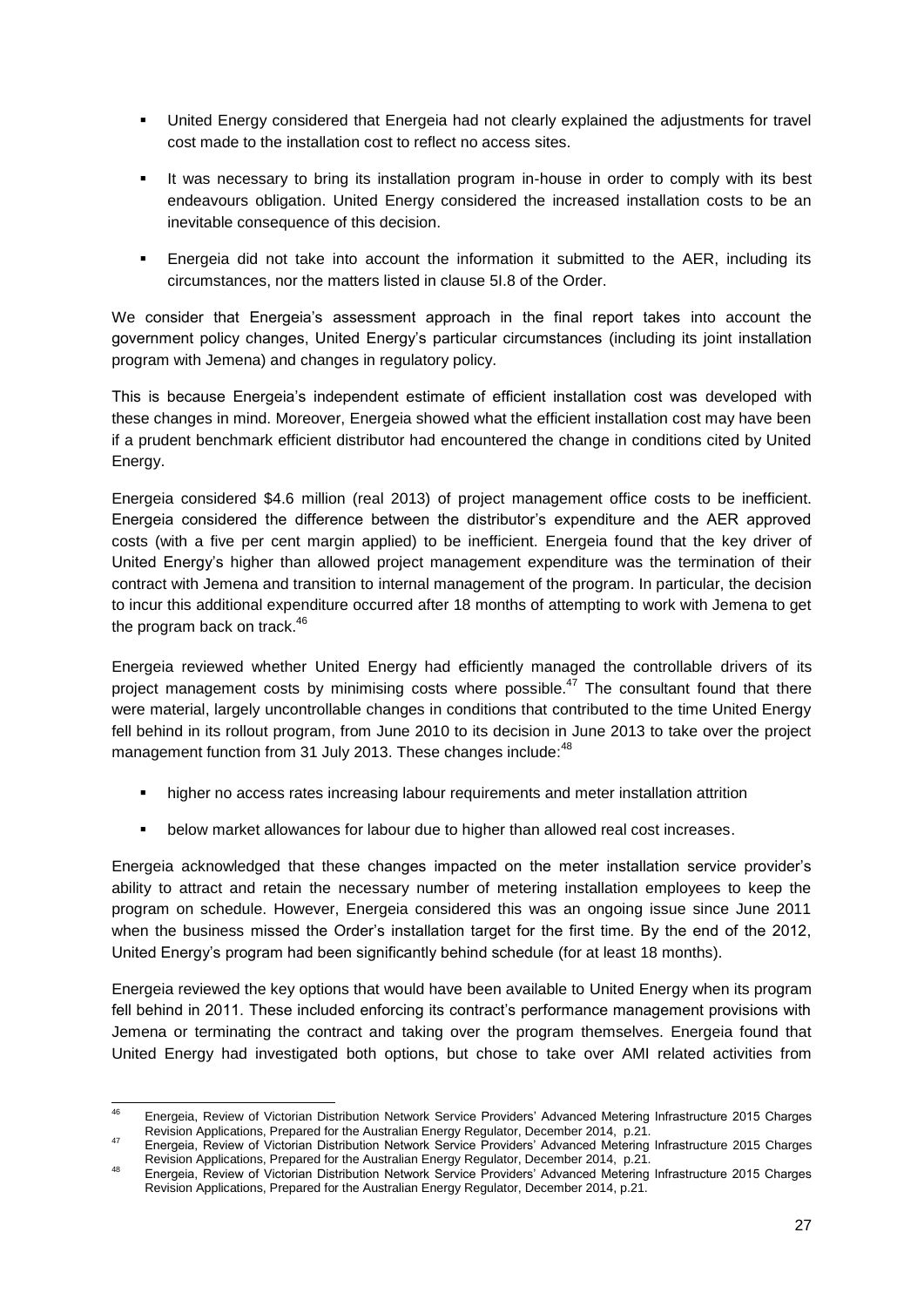- United Energy considered that Energeia had not clearly explained the adjustments for travel cost made to the installation cost to reflect no access sites.
- It was necessary to bring its installation program in-house in order to comply with its best endeavours obligation. United Energy considered the increased installation costs to be an inevitable consequence of this decision.
- Energeia did not take into account the information it submitted to the AER, including its circumstances, nor the matters listed in clause 5I.8 of the Order.

We consider that Energeia's assessment approach in the final report takes into account the government policy changes, United Energy's particular circumstances (including its joint installation program with Jemena) and changes in regulatory policy.

This is because Energeia's independent estimate of efficient installation cost was developed with these changes in mind. Moreover, Energeia showed what the efficient installation cost may have been if a prudent benchmark efficient distributor had encountered the change in conditions cited by United Energy.

Energeia considered $4.6 million (real 2013) of project management office costs to be inefficient. Energeia considered the difference between the distributor's expenditure and the AER approved costs (with a five per cent margin applied) to be inefficient. Energeia found that the key driver of United Energy's higher than allowed project management expenditure was the termination of their contract with Jemena and transition to internal management of the program. In particular, the decision to incur this additional expenditure occurred after 18 months of attempting to work with Jemena to get the program back on track.[46]

Energeia reviewed whether United Energy had efficiently managed the controllable drivers of its project management costs by minimising costs where possible.[47] The consultant found that there were material, largely uncontrollable changes in conditions that contributed to the time United Energy fell behind in its rollout program, from June 2010 to its decision in June 2013 to take over the project management function from 31 July 2013. These changes include:[48]

- higher no access rates increasing labour requirements and meter installation attrition
- below market allowances for labour due to higher than allowed real cost increases.

Energeia acknowledged that these changes impacted on the meter installation service provider's ability to attract and retain the necessary number of metering installation employees to keep the program on schedule. However, Energeia considered this was an ongoing issue since June 2011 when the business missed the Order's installation target for the first time. By the end of the 2012, United Energy's program had been significantly behind schedule (for at least 18 months).

Energeia reviewed the key options that would have been available to United Energy when its program fell behind in 2011. These included enforcing its contract's performance management provisions with Jemena or terminating the contract and taking over the program themselves. Energeia found that United Energy had investigated both options, but chose to take over AMI related activities from

---

[46] Energeia, Review of Victorian Distribution Network Service Providers' Advanced Metering Infrastructure 2015 Charges Revision Applications, Prepared for the Australian Energy Regulator, December 2014, p.21.

[47] Energeia, Review of Victorian Distribution Network Service Providers' Advanced Metering Infrastructure 2015 Charges Revision Applications, Prepared for the Australian Energy Regulator, December 2014, p.21.

[48] Energeia, Review of Victorian Distribution Network Service Providers' Advanced Metering Infrastructure 2015 Charges Revision Applications, Prepared for the Australian Energy Regulator, December 2014, p.21.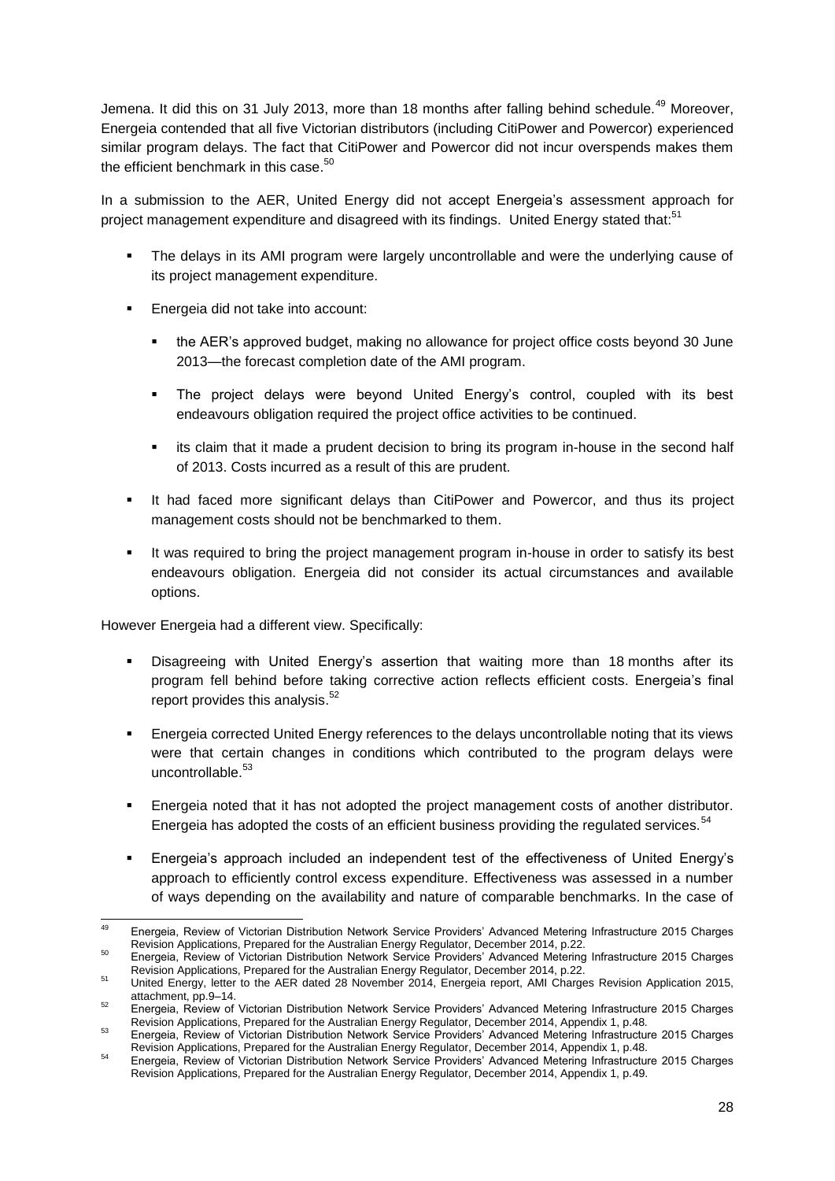Jemena. It did this on 31 July 2013, more than 18 months after falling behind schedule.[49] Moreover, Energeia contended that all five Victorian distributors (including CitiPower and Powercor) experienced similar program delays. The fact that CitiPower and Powercor did not incur overspends makes them the efficient benchmark in this case.[50]

In a submission to the AER, United Energy did not accept Energeia's assessment approach for project management expenditure and disagreed with its findings. United Energy stated that:[51]

- The delays in its AMI program were largely uncontrollable and were the underlying cause of its project management expenditure.
- Energeia did not take into account:
  - the AER's approved budget, making no allowance for project office costs beyond 30 June 2013—the forecast completion date of the AMI program.
  - The project delays were beyond United Energy's control, coupled with its best endeavours obligation required the project office activities to be continued.
  - its claim that it made a prudent decision to bring its program in-house in the second half of 2013. Costs incurred as a result of this are prudent.
- It had faced more significant delays than CitiPower and Powercor, and thus its project management costs should not be benchmarked to them.
- It was required to bring the project management program in-house in order to satisfy its best endeavours obligation. Energeia did not consider its actual circumstances and available options.

However Energeia had a different view. Specifically:

- Disagreeing with United Energy's assertion that waiting more than 18 months after its program fell behind before taking corrective action reflects efficient costs. Energeia's final report provides this analysis.[52]
- Energeia corrected United Energy references to the delays uncontrollable noting that its views were that certain changes in conditions which contributed to the program delays were uncontrollable.[53]
- Energeia noted that it has not adopted the project management costs of another distributor. Energeia has adopted the costs of an efficient business providing the regulated services.[54]
- Energeia's approach included an independent test of the effectiveness of United Energy's approach to efficiently control excess expenditure. Effectiveness was assessed in a number of ways depending on the availability and nature of comparable benchmarks. In the case of

---

[49] Energeia, Review of Victorian Distribution Network Service Providers' Advanced Metering Infrastructure 2015 Charges Revision Applications, Prepared for the Australian Energy Regulator, December 2014, p.22.

[50] Energeia, Review of Victorian Distribution Network Service Providers' Advanced Metering Infrastructure 2015 Charges Revision Applications, Prepared for the Australian Energy Regulator, December 2014, p.22.

[51] United Energy, letter to the AER dated 28 November 2014, Energeia report, AMI Charges Revision Application 2015, attachment, pp.9–14.

[52] Energeia, Review of Victorian Distribution Network Service Providers' Advanced Metering Infrastructure 2015 Charges Revision Applications, Prepared for the Australian Energy Regulator, December 2014, Appendix 1, p.48.

[53] Energeia, Review of Victorian Distribution Network Service Providers' Advanced Metering Infrastructure 2015 Charges Revision Applications, Prepared for the Australian Energy Regulator, December 2014, Appendix 1, p.48.

[54] Energeia, Review of Victorian Distribution Network Service Providers' Advanced Metering Infrastructure 2015 Charges Revision Applications, Prepared for the Australian Energy Regulator, December 2014, Appendix 1, p.49.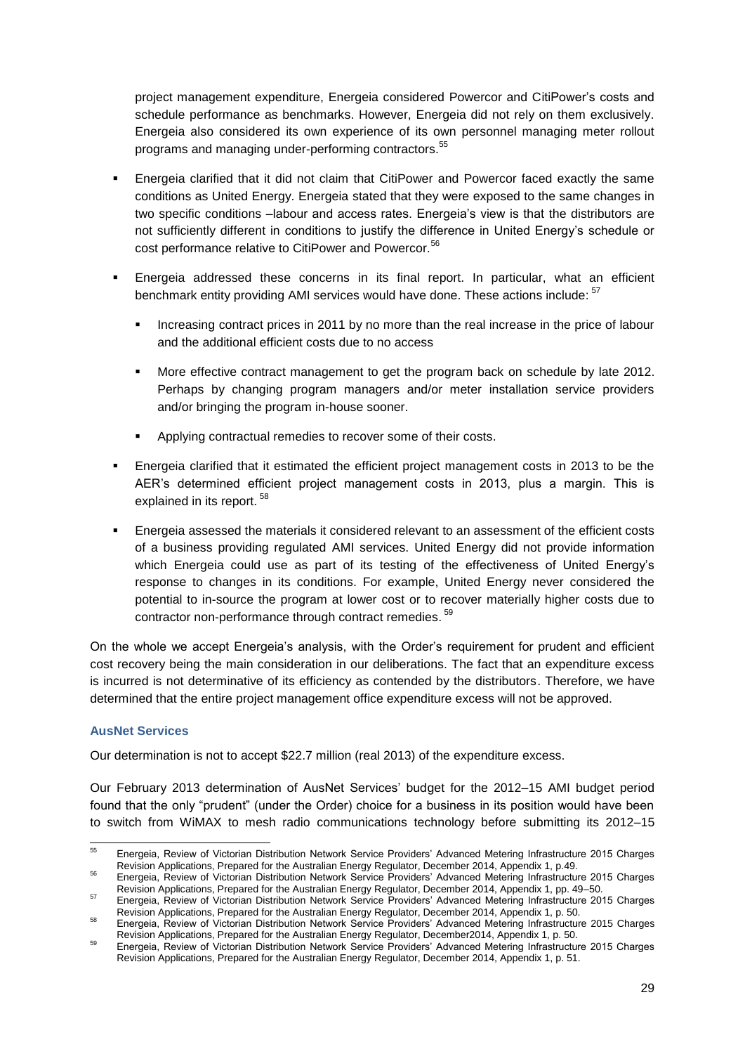project management expenditure, Energeia considered Powercor and CitiPower's costs and schedule performance as benchmarks. However, Energeia did not rely on them exclusively. Energeia also considered its own experience of its own personnel managing meter rollout programs and managing under-performing contractors.[55]

- Energeia clarified that it did not claim that CitiPower and Powercor faced exactly the same conditions as United Energy. Energeia stated that they were exposed to the same changes in two specific conditions –labour and access rates. Energeia's view is that the distributors are not sufficiently different in conditions to justify the difference in United Energy's schedule or cost performance relative to CitiPower and Powercor.[56]
- Energeia addressed these concerns in its final report. In particular, what an efficient benchmark entity providing AMI services would have done. These actions include: [57]
  - Increasing contract prices in 2011 by no more than the real increase in the price of labour and the additional efficient costs due to no access
  - More effective contract management to get the program back on schedule by late 2012. Perhaps by changing program managers and/or meter installation service providers and/or bringing the program in-house sooner.
  - Applying contractual remedies to recover some of their costs.
- Energeia clarified that it estimated the efficient project management costs in 2013 to be the AER's determined efficient project management costs in 2013, plus a margin. This is explained in its report. [58]
- Energeia assessed the materials it considered relevant to an assessment of the efficient costs of a business providing regulated AMI services. United Energy did not provide information which Energeia could use as part of its testing of the effectiveness of United Energy's response to changes in its conditions. For example, United Energy never considered the potential to in-source the program at lower cost or to recover materially higher costs due to contractor non-performance through contract remedies. [59]

On the whole we accept Energeia's analysis, with the Order's requirement for prudent and efficient cost recovery being the main consideration in our deliberations. The fact that an expenditure excess is incurred is not determinative of its efficiency as contended by the distributors. Therefore, we have determined that the entire project management office expenditure excess will not be approved.

#### AusNet Services

Our determination is not to accept $22.7 million (real 2013) of the expenditure excess.

Our February 2013 determination of AusNet Services' budget for the 2012–15 AMI budget period found that the only "prudent" (under the Order) choice for a business in its position would have been to switch from WiMAX to mesh radio communications technology before submitting its 2012–15

---

[55] Energeia, Review of Victorian Distribution Network Service Providers' Advanced Metering Infrastructure 2015 Charges Revision Applications, Prepared for the Australian Energy Regulator, December 2014, Appendix 1, p.49.

[56] Energeia, Review of Victorian Distribution Network Service Providers' Advanced Metering Infrastructure 2015 Charges Revision Applications, Prepared for the Australian Energy Regulator, December 2014, Appendix 1, pp. 49–50.

[57] Energeia, Review of Victorian Distribution Network Service Providers' Advanced Metering Infrastructure 2015 Charges Revision Applications, Prepared for the Australian Energy Regulator, December 2014, Appendix 1, p. 50.

[58] Energeia, Review of Victorian Distribution Network Service Providers' Advanced Metering Infrastructure 2015 Charges Revision Applications, Prepared for the Australian Energy Regulator, December2014, Appendix 1, p. 50.

[59] Energeia, Review of Victorian Distribution Network Service Providers' Advanced Metering Infrastructure 2015 Charges Revision Applications, Prepared for the Australian Energy Regulator, December 2014, Appendix 1, p. 51.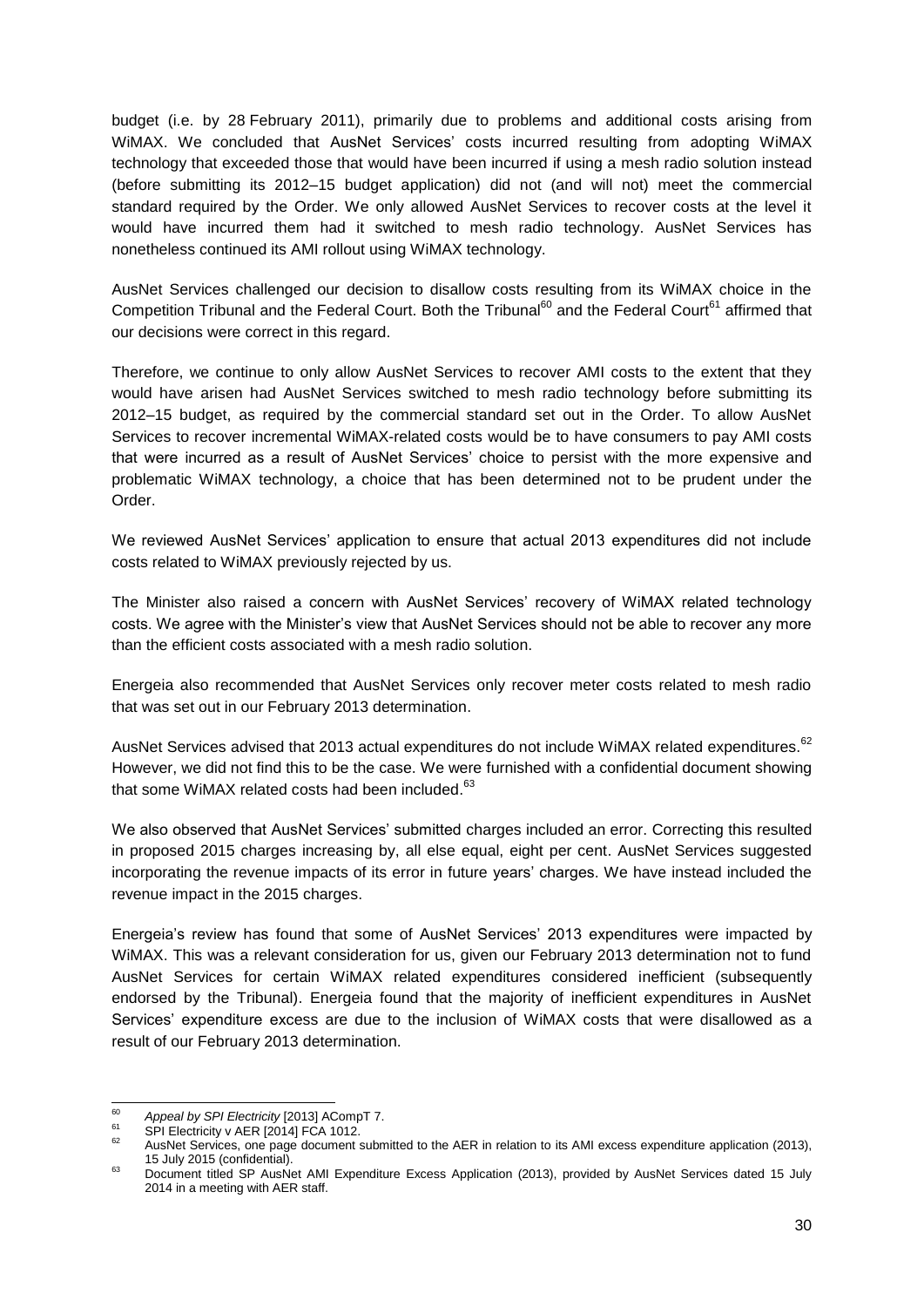budget (i.e. by 28 February 2011), primarily due to problems and additional costs arising from WiMAX. We concluded that AusNet Services' costs incurred resulting from adopting WiMAX technology that exceeded those that would have been incurred if using a mesh radio solution instead (before submitting its 2012–15 budget application) did not (and will not) meet the commercial standard required by the Order. We only allowed AusNet Services to recover costs at the level it would have incurred them had it switched to mesh radio technology. AusNet Services has nonetheless continued its AMI rollout using WiMAX technology.

AusNet Services challenged our decision to disallow costs resulting from its WiMAX choice in the Competition Tribunal and the Federal Court. Both the Tribunal[60] and the Federal Court[61] affirmed that our decisions were correct in this regard.

Therefore, we continue to only allow AusNet Services to recover AMI costs to the extent that they would have arisen had AusNet Services switched to mesh radio technology before submitting its 2012–15 budget, as required by the commercial standard set out in the Order. To allow AusNet Services to recover incremental WiMAX-related costs would be to have consumers to pay AMI costs that were incurred as a result of AusNet Services' choice to persist with the more expensive and problematic WiMAX technology, a choice that has been determined not to be prudent under the Order.

We reviewed AusNet Services' application to ensure that actual 2013 expenditures did not include costs related to WiMAX previously rejected by us.

The Minister also raised a concern with AusNet Services' recovery of WiMAX related technology costs. We agree with the Minister's view that AusNet Services should not be able to recover any more than the efficient costs associated with a mesh radio solution.

Energeia also recommended that AusNet Services only recover meter costs related to mesh radio that was set out in our February 2013 determination.

AusNet Services advised that 2013 actual expenditures do not include WiMAX related expenditures.[62] However, we did not find this to be the case. We were furnished with a confidential document showing that some WiMAX related costs had been included.[63]

We also observed that AusNet Services' submitted charges included an error. Correcting this resulted in proposed 2015 charges increasing by, all else equal, eight per cent. AusNet Services suggested incorporating the revenue impacts of its error in future years' charges. We have instead included the revenue impact in the 2015 charges.

Energeia's review has found that some of AusNet Services' 2013 expenditures were impacted by WiMAX. This was a relevant consideration for us, given our February 2013 determination not to fund AusNet Services for certain WiMAX related expenditures considered inefficient (subsequently endorsed by the Tribunal). Energeia found that the majority of inefficient expenditures in AusNet Services' expenditure excess are due to the inclusion of WiMAX costs that were disallowed as a result of our February 2013 determination.

---

[60] *Appeal by SPI Electricity* [2013] ACompT 7.

[61] SPI Electricity v AER [2014] FCA 1012.

[62] AusNet Services, one page document submitted to the AER in relation to its AMI excess expenditure application (2013), 15 July 2015 (confidential).

[63] Document titled SP AusNet AMI Expenditure Excess Application (2013), provided by AusNet Services dated 15 July 2014 in a meeting with AER staff.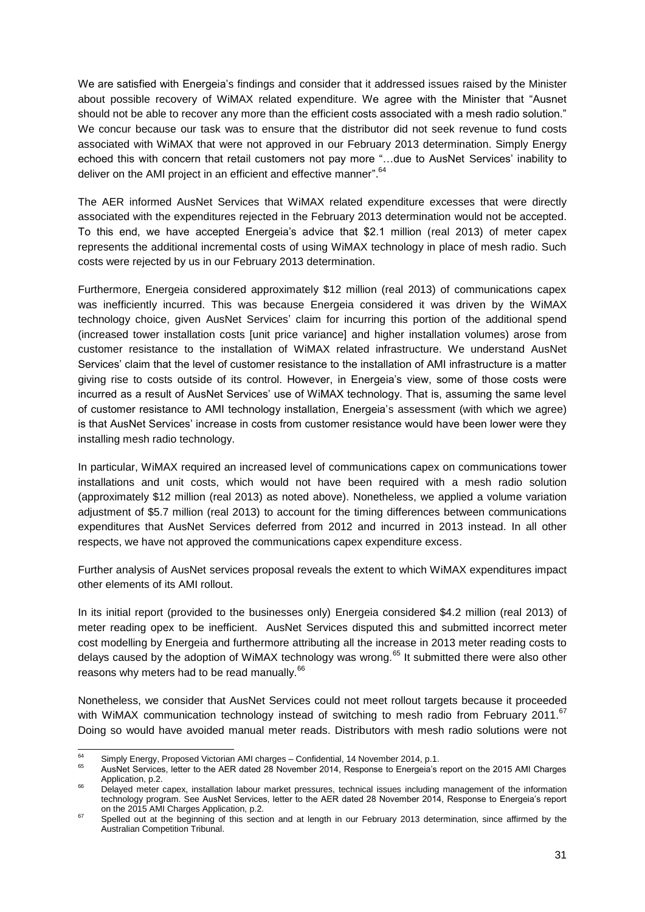We are satisfied with Energeia's findings and consider that it addressed issues raised by the Minister about possible recovery of WiMAX related expenditure. We agree with the Minister that "Ausnet should not be able to recover any more than the efficient costs associated with a mesh radio solution." We concur because our task was to ensure that the distributor did not seek revenue to fund costs associated with WiMAX that were not approved in our February 2013 determination. Simply Energy echoed this with concern that retail customers not pay more "…due to AusNet Services' inability to deliver on the AMI project in an efficient and effective manner".[64]

The AER informed AusNet Services that WiMAX related expenditure excesses that were directly associated with the expenditures rejected in the February 2013 determination would not be accepted. To this end, we have accepted Energeia's advice that $2.1 million (real 2013) of meter capex represents the additional incremental costs of using WiMAX technology in place of mesh radio. Such costs were rejected by us in our February 2013 determination.

Furthermore, Energeia considered approximately $12 million (real 2013) of communications capex was inefficiently incurred. This was because Energeia considered it was driven by the WiMAX technology choice, given AusNet Services' claim for incurring this portion of the additional spend (increased tower installation costs [unit price variance] and higher installation volumes) arose from customer resistance to the installation of WiMAX related infrastructure. We understand AusNet Services' claim that the level of customer resistance to the installation of AMI infrastructure is a matter giving rise to costs outside of its control. However, in Energeia's view, some of those costs were incurred as a result of AusNet Services' use of WiMAX technology. That is, assuming the same level of customer resistance to AMI technology installation, Energeia's assessment (with which we agree) is that AusNet Services' increase in costs from customer resistance would have been lower were they installing mesh radio technology.

In particular, WiMAX required an increased level of communications capex on communications tower installations and unit costs, which would not have been required with a mesh radio solution (approximately $12 million (real 2013) as noted above). Nonetheless, we applied a volume variation adjustment of $5.7 million (real 2013) to account for the timing differences between communications expenditures that AusNet Services deferred from 2012 and incurred in 2013 instead. In all other respects, we have not approved the communications capex expenditure excess.

Further analysis of AusNet services proposal reveals the extent to which WiMAX expenditures impact other elements of its AMI rollout.

In its initial report (provided to the businesses only) Energeia considered $4.2 million (real 2013) of meter reading opex to be inefficient. AusNet Services disputed this and submitted incorrect meter cost modelling by Energeia and furthermore attributing all the increase in 2013 meter reading costs to delays caused by the adoption of WiMAX technology was wrong.[65] It submitted there were also other reasons why meters had to be read manually.[66]

Nonetheless, we consider that AusNet Services could not meet rollout targets because it proceeded with WiMAX communication technology instead of switching to mesh radio from February 2011.[67] Doing so would have avoided manual meter reads. Distributors with mesh radio solutions were not

---

[64] Simply Energy, Proposed Victorian AMI charges – Confidential, 14 November 2014, p.1.

[65] AusNet Services, letter to the AER dated 28 November 2014, Response to Energeia's report on the 2015 AMI Charges Application, p.2.

[66] Delayed meter capex, installation labour market pressures, technical issues including management of the information technology program. See AusNet Services, letter to the AER dated 28 November 2014, Response to Energeia's report on the 2015 AMI Charges Application, p.2.

[67] Spelled out at the beginning of this section and at length in our February 2013 determination, since affirmed by the Australian Competition Tribunal.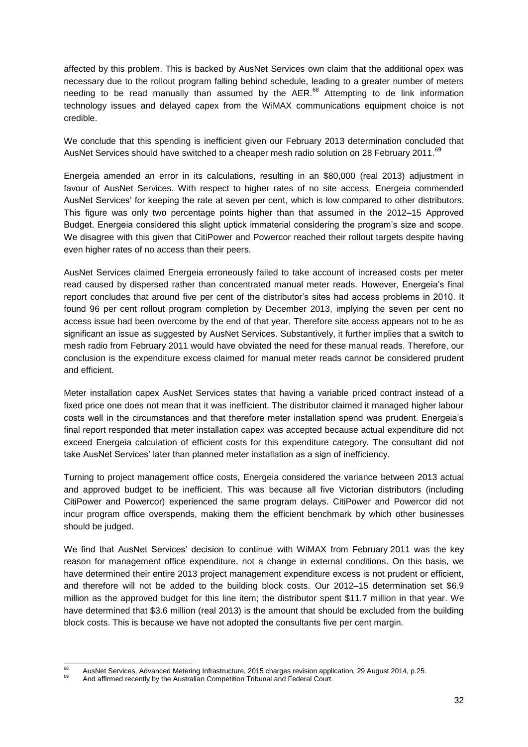affected by this problem. This is backed by AusNet Services own claim that the additional opex was necessary due to the rollout program falling behind schedule, leading to a greater number of meters needing to be read manually than assumed by the AER.[68] Attempting to de link information technology issues and delayed capex from the WiMAX communications equipment choice is not credible.

We conclude that this spending is inefficient given our February 2013 determination concluded that AusNet Services should have switched to a cheaper mesh radio solution on 28 February 2011.[69]

Energeia amended an error in its calculations, resulting in an $80,000 (real 2013) adjustment in favour of AusNet Services. With respect to higher rates of no site access, Energeia commended AusNet Services' for keeping the rate at seven per cent, which is low compared to other distributors. This figure was only two percentage points higher than that assumed in the 2012–15 Approved Budget. Energeia considered this slight uptick immaterial considering the program's size and scope. We disagree with this given that CitiPower and Powercor reached their rollout targets despite having even higher rates of no access than their peers.

AusNet Services claimed Energeia erroneously failed to take account of increased costs per meter read caused by dispersed rather than concentrated manual meter reads. However, Energeia's final report concludes that around five per cent of the distributor's sites had access problems in 2010. It found 96 per cent rollout program completion by December 2013, implying the seven per cent no access issue had been overcome by the end of that year. Therefore site access appears not to be as significant an issue as suggested by AusNet Services. Substantively, it further implies that a switch to mesh radio from February 2011 would have obviated the need for these manual reads. Therefore, our conclusion is the expenditure excess claimed for manual meter reads cannot be considered prudent and efficient.

Meter installation capex AusNet Services states that having a variable priced contract instead of a fixed price one does not mean that it was inefficient. The distributor claimed it managed higher labour costs well in the circumstances and that therefore meter installation spend was prudent. Energeia's final report responded that meter installation capex was accepted because actual expenditure did not exceed Energeia calculation of efficient costs for this expenditure category. The consultant did not take AusNet Services' later than planned meter installation as a sign of inefficiency.

Turning to project management office costs, Energeia considered the variance between 2013 actual and approved budget to be inefficient. This was because all five Victorian distributors (including CitiPower and Powercor) experienced the same program delays. CitiPower and Powercor did not incur program office overspends, making them the efficient benchmark by which other businesses should be judged.

We find that AusNet Services' decision to continue with WiMAX from February 2011 was the key reason for management office expenditure, not a change in external conditions. On this basis, we have determined their entire 2013 project management expenditure excess is not prudent or efficient, and therefore will not be added to the building block costs. Our 2012–15 determination set $6.9 million as the approved budget for this line item; the distributor spent $11.7 million in that year. We have determined that $3.6 million (real 2013) is the amount that should be excluded from the building block costs. This is because we have not adopted the consultants five per cent margin.

---

[68] AusNet Services, Advanced Metering Infrastructure, 2015 charges revision application, 29 August 2014, p.25.

[69] And affirmed recently by the Australian Competition Tribunal and Federal Court.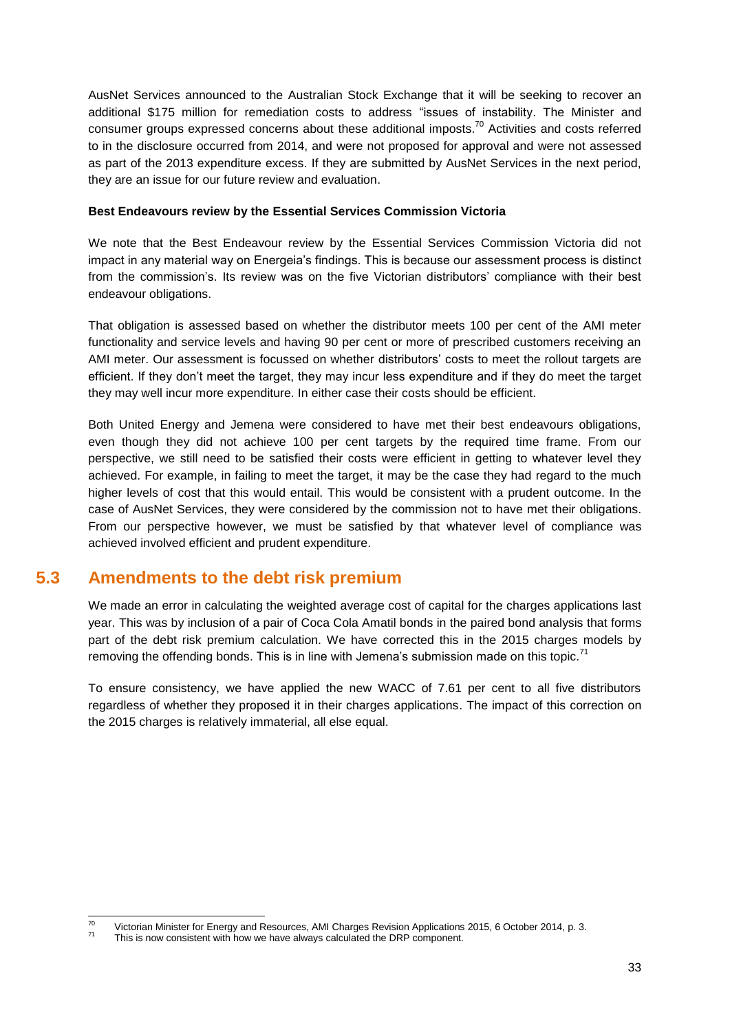AusNet Services announced to the Australian Stock Exchange that it will be seeking to recover an additional $175 million for remediation costs to address "issues of instability. The Minister and consumer groups expressed concerns about these additional imposts.[70] Activities and costs referred to in the disclosure occurred from 2014, and were not proposed for approval and were not assessed as part of the 2013 expenditure excess. If they are submitted by AusNet Services in the next period, they are an issue for our future review and evaluation.

**Best Endeavours review by the Essential Services Commission Victoria**

We note that the Best Endeavour review by the Essential Services Commission Victoria did not impact in any material way on Energeia's findings. This is because our assessment process is distinct from the commission's. Its review was on the five Victorian distributors' compliance with their best endeavour obligations.

That obligation is assessed based on whether the distributor meets 100 per cent of the AMI meter functionality and service levels and having 90 per cent or more of prescribed customers receiving an AMI meter. Our assessment is focussed on whether distributors' costs to meet the rollout targets are efficient. If they don't meet the target, they may incur less expenditure and if they do meet the target they may well incur more expenditure. In either case their costs should be efficient.

Both United Energy and Jemena were considered to have met their best endeavours obligations, even though they did not achieve 100 per cent targets by the required time frame. From our perspective, we still need to be satisfied their costs were efficient in getting to whatever level they achieved. For example, in failing to meet the target, it may be the case they had regard to the much higher levels of cost that this would entail. This would be consistent with a prudent outcome. In the case of AusNet Services, they were considered by the commission not to have met their obligations. From our perspective however, we must be satisfied by that whatever level of compliance was achieved involved efficient and prudent expenditure.

## 5.3 Amendments to the debt risk premium

We made an error in calculating the weighted average cost of capital for the charges applications last year. This was by inclusion of a pair of Coca Cola Amatil bonds in the paired bond analysis that forms part of the debt risk premium calculation. We have corrected this in the 2015 charges models by removing the offending bonds. This is in line with Jemena's submission made on this topic.[71]

To ensure consistency, we have applied the new WACC of 7.61 per cent to all five distributors regardless of whether they proposed it in their charges applications. The impact of this correction on the 2015 charges is relatively immaterial, all else equal.

---

[70] Victorian Minister for Energy and Resources, AMI Charges Revision Applications 2015, 6 October 2014, p. 3.

[71] This is now consistent with how we have always calculated the DRP component.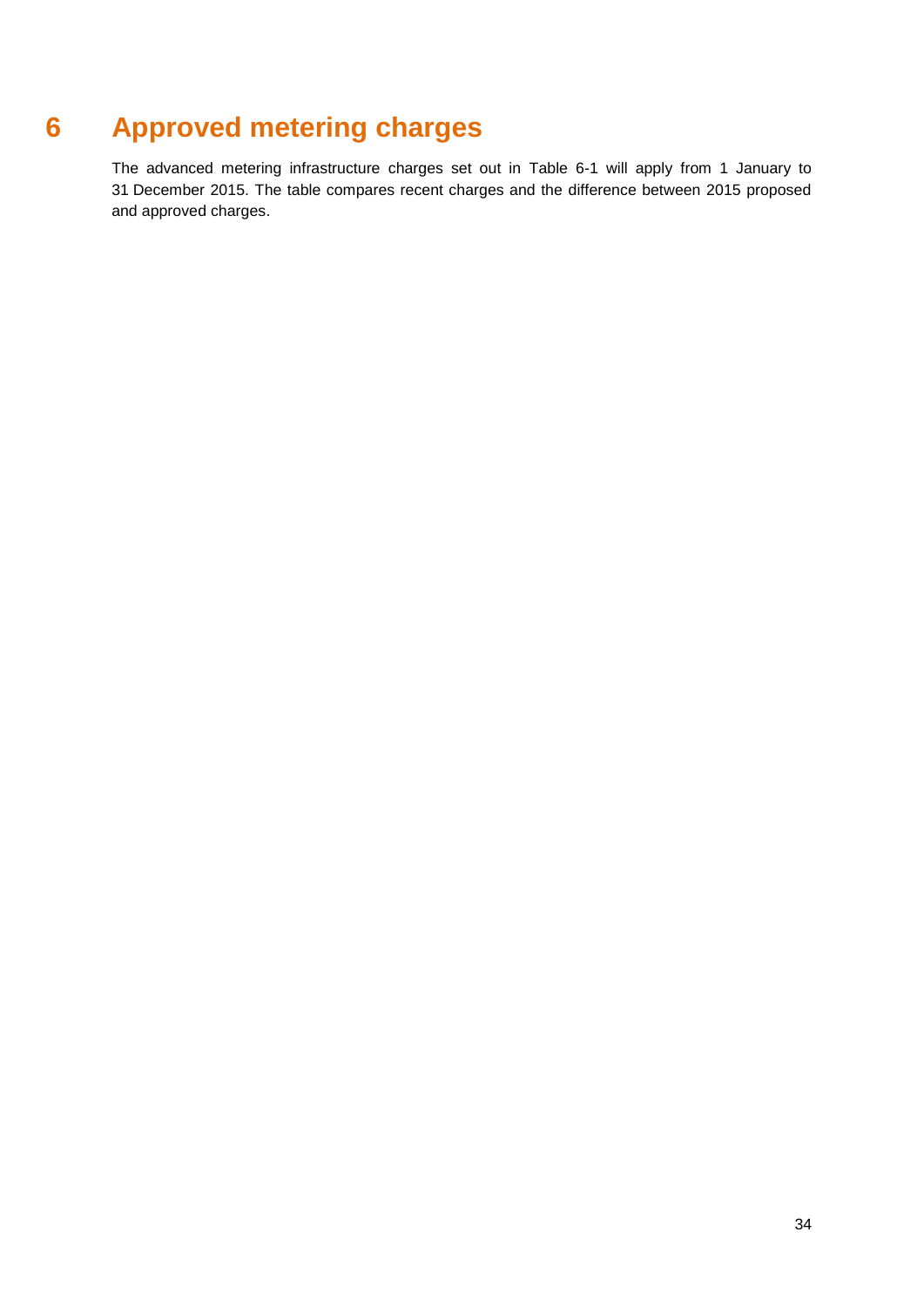# 6 Approved metering charges

The advanced metering infrastructure charges set out in Table 6-1 will apply from 1 January to 31 December 2015. The table compares recent charges and the difference between 2015 proposed and approved charges.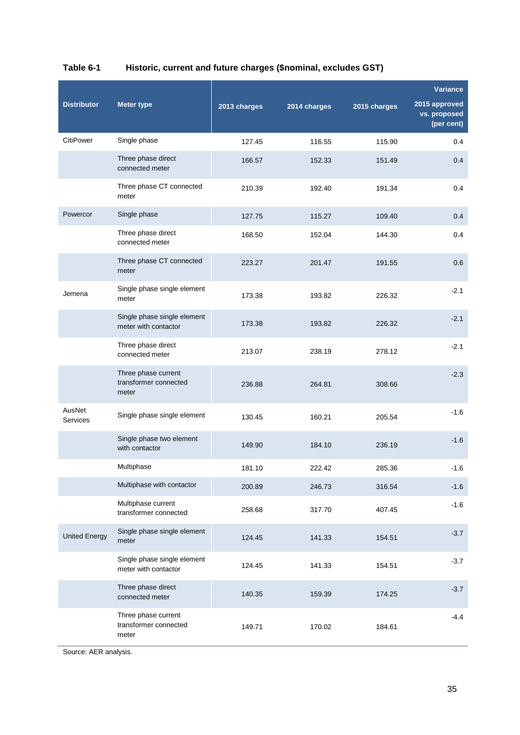**Table 6-1 Historic, current and future charges ($nominal, excludes GST)**

| Distributor | Meter type | 2013 charges | 2014 charges | 2015 charges | Variance 2015 approved vs. proposed (per cent) |
|---|---|---|---|---|---|
| CitiPower | Single phase | 127.45 | 116.55 | 115.90 | 0.4 |
| | Three phase direct connected meter | 166.57 | 152.33 | 151.49 | 0.4 |
| | Three phase CT connected meter | 210.39 | 192.40 | 191.34 | 0.4 |
| Powercor | Single phase | 127.75 | 115.27 | 109.40 | 0.4 |
| | Three phase direct connected meter | 168.50 | 152.04 | 144.30 | 0.4 |
| | Three phase CT connected meter | 223.27 | 201.47 | 191.55 | 0.6 |
| Jemena | Single phase single element meter | 173.38 | 193.82 | 226.32 | -2.1 |
| | Single phase single element meter with contactor | 173.38 | 193.82 | 226.32 | -2.1 |
| | Three phase direct connected meter | 213.07 | 238.19 | 278.12 | -2.1 |
| | Three phase current transformer connected meter | 236.88 | 264.81 | 308.66 | -2.3 |
| AusNet Services | Single phase single element | 130.45 | 160.21 | 205.54 | -1.6 |
| | Single phase two element with contactor | 149.90 | 184.10 | 236.19 | -1.6 |
| | Multiphase | 181.10 | 222.42 | 285.36 | -1.6 |
| | Multiphase with contactor | 200.89 | 246.73 | 316.54 | -1.6 |
| | Multiphase current transformer connected | 258.68 | 317.70 | 407.45 | -1.6 |
| United Energy | Single phase single element meter | 124.45 | 141.33 | 154.51 | -3.7 |
| | Single phase single element meter with contactor | 124.45 | 141.33 | 154.51 | -3.7 |
| | Three phase direct connected meter | 140.35 | 159.39 | 174.25 | -3.7 |
| | Three phase current transformer connected meter | 149.71 | 170.02 | 184.61 | -4.4 |

Source: AER analysis.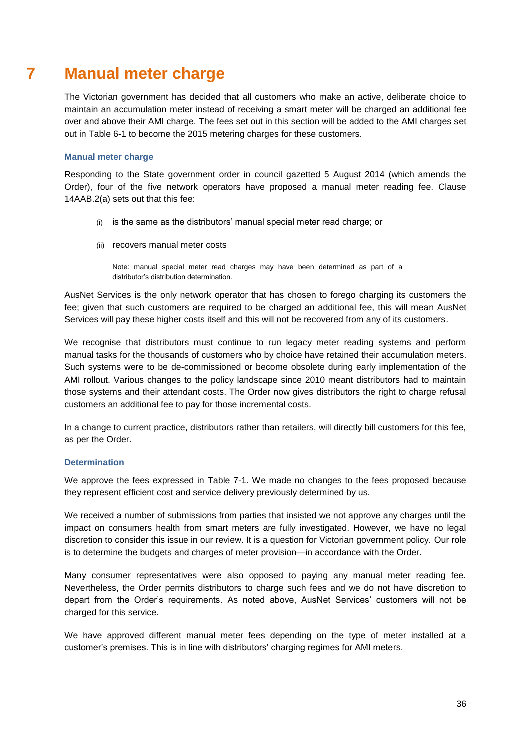# 7 Manual meter charge

The Victorian government has decided that all customers who make an active, deliberate choice to maintain an accumulation meter instead of receiving a smart meter will be charged an additional fee over and above their AMI charge. The fees set out in this section will be added to the AMI charges set out in Table 6-1 to become the 2015 metering charges for these customers.

### Manual meter charge

Responding to the State government order in council gazetted 5 August 2014 (which amends the Order), four of the five network operators have proposed a manual meter reading fee. Clause 14AAB.2(a) sets out that this fee:

(i) is the same as the distributors' manual special meter read charge; or

(ii) recovers manual meter costs

Note: manual special meter read charges may have been determined as part of a distributor's distribution determination.

AusNet Services is the only network operator that has chosen to forego charging its customers the fee; given that such customers are required to be charged an additional fee, this will mean AusNet Services will pay these higher costs itself and this will not be recovered from any of its customers.

We recognise that distributors must continue to run legacy meter reading systems and perform manual tasks for the thousands of customers who by choice have retained their accumulation meters. Such systems were to be de-commissioned or become obsolete during early implementation of the AMI rollout. Various changes to the policy landscape since 2010 meant distributors had to maintain those systems and their attendant costs. The Order now gives distributors the right to charge refusal customers an additional fee to pay for those incremental costs.

In a change to current practice, distributors rather than retailers, will directly bill customers for this fee, as per the Order.

### Determination

We approve the fees expressed in Table 7-1. We made no changes to the fees proposed because they represent efficient cost and service delivery previously determined by us.

We received a number of submissions from parties that insisted we not approve any charges until the impact on consumers health from smart meters are fully investigated. However, we have no legal discretion to consider this issue in our review. It is a question for Victorian government policy. Our role is to determine the budgets and charges of meter provision—in accordance with the Order.

Many consumer representatives were also opposed to paying any manual meter reading fee. Nevertheless, the Order permits distributors to charge such fees and we do not have discretion to depart from the Order's requirements. As noted above, AusNet Services' customers will not be charged for this service.

We have approved different manual meter fees depending on the type of meter installed at a customer's premises. This is in line with distributors' charging regimes for AMI meters.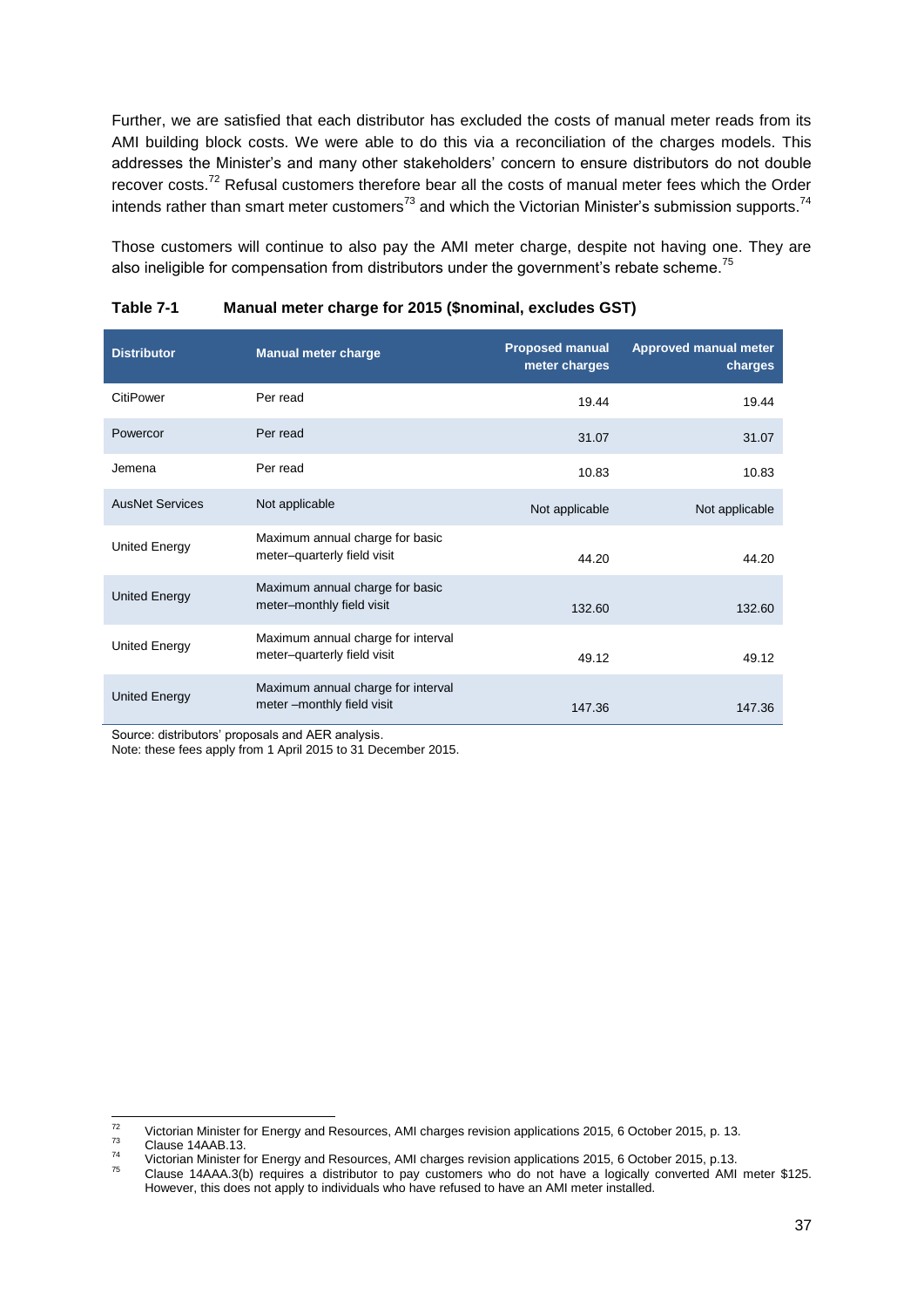Further, we are satisfied that each distributor has excluded the costs of manual meter reads from its AMI building block costs. We were able to do this via a reconciliation of the charges models. This addresses the Minister's and many other stakeholders' concern to ensure distributors do not double recover costs.[72] Refusal customers therefore bear all the costs of manual meter fees which the Order intends rather than smart meter customers[73] and which the Victorian Minister's submission supports.[74]

Those customers will continue to also pay the AMI meter charge, despite not having one. They are also ineligible for compensation from distributors under the government's rebate scheme.[75]

**Table 7-1 Manual meter charge for 2015 ($nominal, excludes GST)**

| Distributor | Manual meter charge | Proposed manual meter charges | Approved manual meter charges |
|---|---|---|---|
| CitiPower | Per read | 19.44 | 19.44 |
| Powercor | Per read | 31.07 | 31.07 |
| Jemena | Per read | 10.83 | 10.83 |
| AusNet Services | Not applicable | Not applicable | Not applicable |
| United Energy | Maximum annual charge for basic meter–quarterly field visit | 44.20 | 44.20 |
| United Energy | Maximum annual charge for basic meter–monthly field visit | 132.60 | 132.60 |
| United Energy | Maximum annual charge for interval meter–quarterly field visit | 49.12 | 49.12 |
| United Energy | Maximum annual charge for interval meter –monthly field visit | 147.36 | 147.36 |

Source: distributors' proposals and AER analysis.
Note: these fees apply from 1 April 2015 to 31 December 2015.

---

[72] Victorian Minister for Energy and Resources, AMI charges revision applications 2015, 6 October 2015, p. 13.

[73] Clause 14AAB.13.

[74] Victorian Minister for Energy and Resources, AMI charges revision applications 2015, 6 October 2015, p.13.

[75] Clause 14AAA.3(b) requires a distributor to pay customers who do not have a logically converted AMI meter $125. However, this does not apply to individuals who have refused to have an AMI meter installed.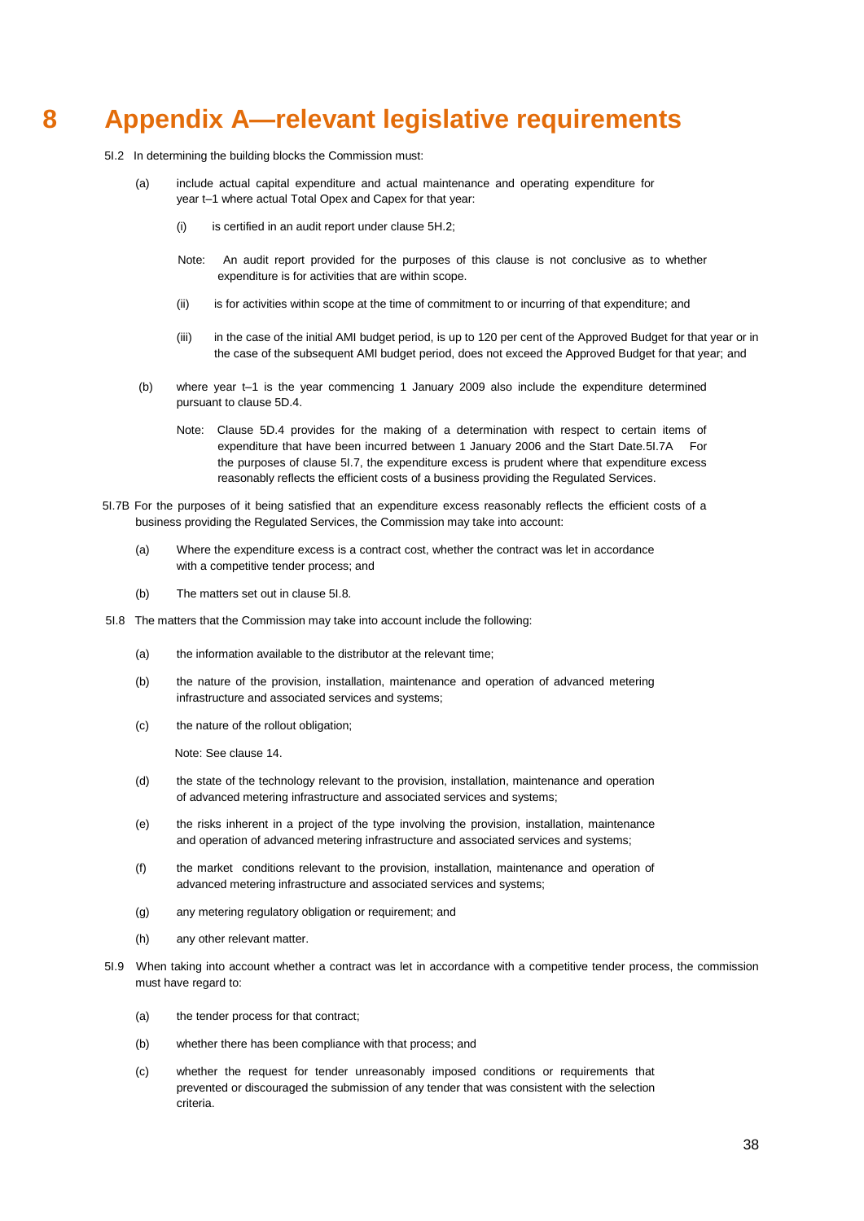# 8 Appendix A—relevant legislative requirements

5I.2 In determining the building blocks the Commission must:

(a) include actual capital expenditure and actual maintenance and operating expenditure for year t–1 where actual Total Opex and Capex for that year:

(i) is certified in an audit report under clause 5H.2;

Note: An audit report provided for the purposes of this clause is not conclusive as to whether expenditure is for activities that are within scope.

(ii) is for activities within scope at the time of commitment to or incurring of that expenditure; and

(iii) in the case of the initial AMI budget period, is up to 120 per cent of the Approved Budget for that year or in the case of the subsequent AMI budget period, does not exceed the Approved Budget for that year; and

(b) where year t–1 is the year commencing 1 January 2009 also include the expenditure determined pursuant to clause 5D.4.

Note: Clause 5D.4 provides for the making of a determination with respect to certain items of expenditure that have been incurred between 1 January 2006 and the Start Date.5I.7A For the purposes of clause 5I.7, the expenditure excess is prudent where that expenditure excess reasonably reflects the efficient costs of a business providing the Regulated Services.

5I.7B For the purposes of it being satisfied that an expenditure excess reasonably reflects the efficient costs of a business providing the Regulated Services, the Commission may take into account:

(a) Where the expenditure excess is a contract cost, whether the contract was let in accordance with a competitive tender process; and

(b) The matters set out in clause 5I.8.

5I.8 The matters that the Commission may take into account include the following:

(a) the information available to the distributor at the relevant time;

(b) the nature of the provision, installation, maintenance and operation of advanced metering infrastructure and associated services and systems;

(c) the nature of the rollout obligation;

Note: See clause 14.

(d) the state of the technology relevant to the provision, installation, maintenance and operation of advanced metering infrastructure and associated services and systems;

(e) the risks inherent in a project of the type involving the provision, installation, maintenance and operation of advanced metering infrastructure and associated services and systems;

(f) the market conditions relevant to the provision, installation, maintenance and operation of advanced metering infrastructure and associated services and systems;

(g) any metering regulatory obligation or requirement; and

(h) any other relevant matter.

5I.9 When taking into account whether a contract was let in accordance with a competitive tender process, the commission must have regard to:

(a) the tender process for that contract;

(b) whether there has been compliance with that process; and

(c) whether the request for tender unreasonably imposed conditions or requirements that prevented or discouraged the submission of any tender that was consistent with the selection criteria.